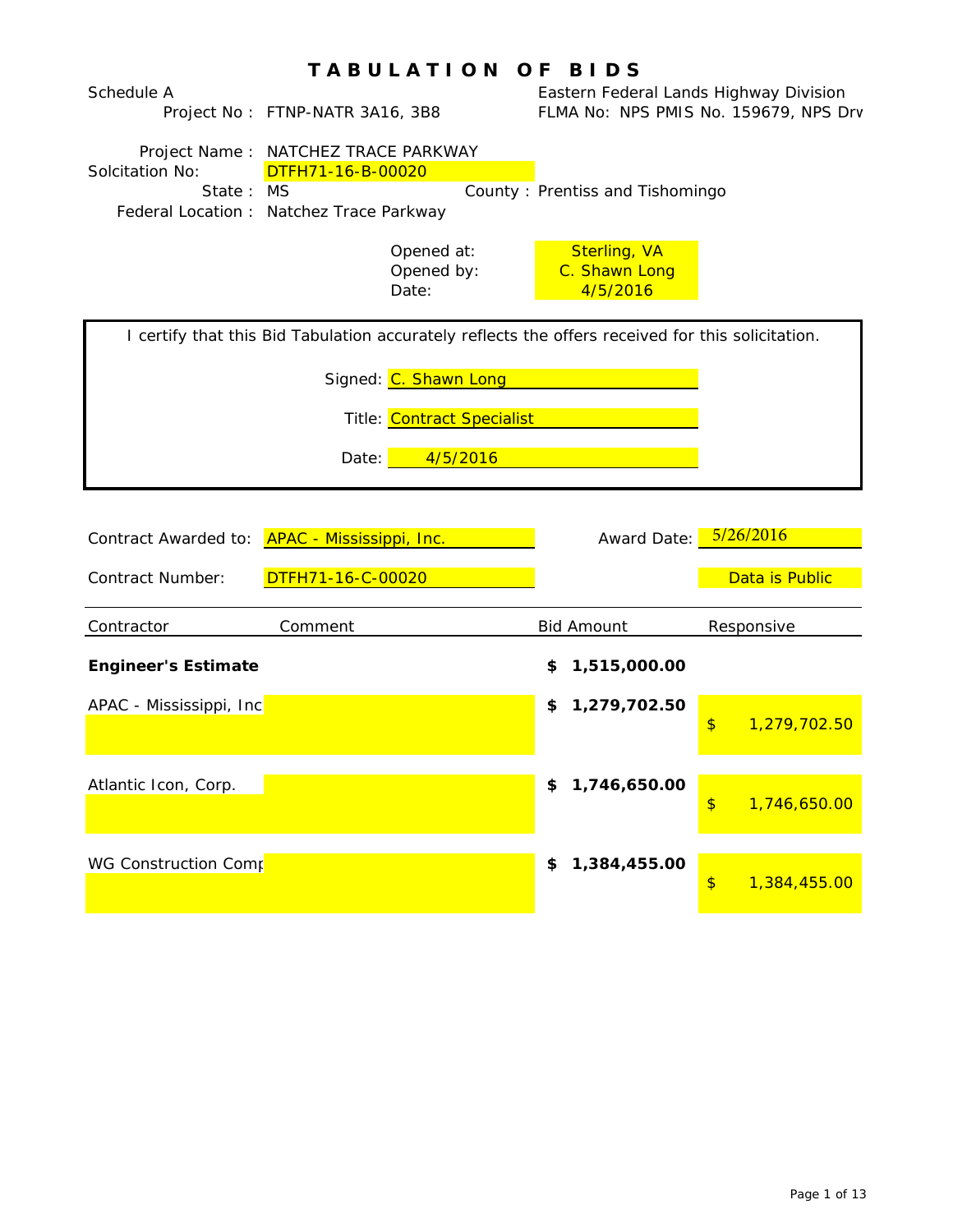# TABULATION OF BIDS

Schedule A

Project No : FTNP-NATR 3A16, 3B8

Eastern Federal Lands Highway Division

FLMA No: NPS PMIS No. 159679, NPS Drv

Project Name : NATCHEZ TRACE PARKWAY

Solcitation No: DTFH71-16-B-00020

State : MS

County : Prentiss and Tishomingo

Federal Location : Natchez Trace Parkway

Opened at: Sterling, VA

Opened by: C. Shawn Long

Date: 4/5/2016

I certify that this Bid Tabulation accurately reflects the offers received for this solicitation.

Signed: C. Shawn Long

Title: Contract Specialist

Date: 4/5/2016

Contract Awarded to: APAC - Mississippi, Inc.

Award Date: 5/26/2016

Contract Number: DTFH71-16-C-00020

Data is Public

| Contractor | Comment | Bid Amount | Responsive |
|---|---|---|---|
| **Engineer's Estimate** | | **$ 1,515,000.00** | |
| APAC - Mississippi, Inc | | **$ 1,279,702.50** | $ 1,279,702.50 |
| Atlantic Icon, Corp. | | **$ 1,746,650.00** | $ 1,746,650.00 |
| WG Construction Comp | | **$ 1,384,455.00** | $ 1,384,455.00 |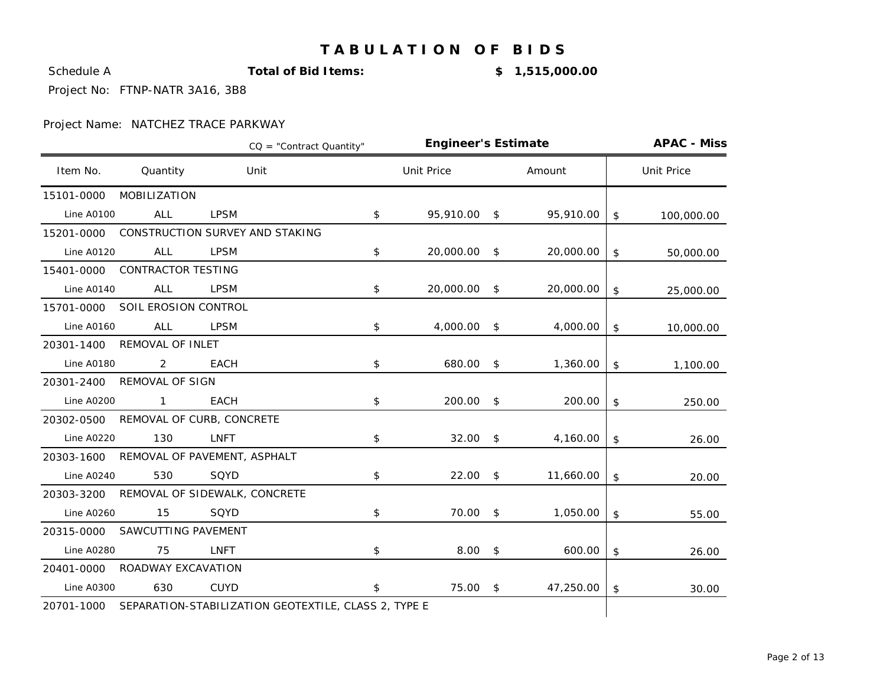# TABULATION OF BIDS

Schedule A **Total of Bid Items:** **$ 1,515,000.00**

Project No: FTNP-NATR 3A16, 3B8

Project Name: NATCHEZ TRACE PARKWAY

| | | CQ = "Contract Quantity" | **Engineer's Estimate** | | **APAC - Miss** |
|---|---|---|---|---|---|
| Item No. | Quantity | Unit | Unit Price | Amount | Unit Price |
| 15101-0000 | MOBILIZATION | | | | |
| Line A0100 | ALL | LPSM | $ 95,910.00 | $ 95,910.00 | $ 100,000.00 |
| 15201-0000 | CONSTRUCTION SURVEY AND STAKING | | | | |
| Line A0120 | ALL | LPSM | $ 20,000.00 | $ 20,000.00 | $ 50,000.00 |
| 15401-0000 | CONTRACTOR TESTING | | | | |
| Line A0140 | ALL | LPSM | $ 20,000.00 | $ 20,000.00 | $ 25,000.00 |
| 15701-0000 | SOIL EROSION CONTROL | | | | |
| Line A0160 | ALL | LPSM | $ 4,000.00 | $ 4,000.00 | $ 10,000.00 |
| 20301-1400 | REMOVAL OF INLET | | | | |
| Line A0180 | 2 | EACH | $ 680.00 | $ 1,360.00 | $ 1,100.00 |
| 20301-2400 | REMOVAL OF SIGN | | | | |
| Line A0200 | 1 | EACH | $ 200.00 | $ 200.00 | $ 250.00 |
| 20302-0500 | REMOVAL OF CURB, CONCRETE | | | | |
| Line A0220 | 130 | LNFT | $ 32.00 | $ 4,160.00 | $ 26.00 |
| 20303-1600 | REMOVAL OF PAVEMENT, ASPHALT | | | | |
| Line A0240 | 530 | SQYD | $ 22.00 | $ 11,660.00 | $ 20.00 |
| 20303-3200 | REMOVAL OF SIDEWALK, CONCRETE | | | | |
| Line A0260 | 15 | SQYD | $ 70.00 | $ 1,050.00 | $ 55.00 |
| 20315-0000 | SAWCUTTING PAVEMENT | | | | |
| Line A0280 | 75 | LNFT | $ 8.00 | $ 600.00 | $ 26.00 |
| 20401-0000 | ROADWAY EXCAVATION | | | | |
| Line A0300 | 630 | CUYD | $ 75.00 | $ 47,250.00 | $ 30.00 |
| 20701-1000 | SEPARATION-STABILIZATION GEOTEXTILE, CLASS 2, TYPE E | | | | |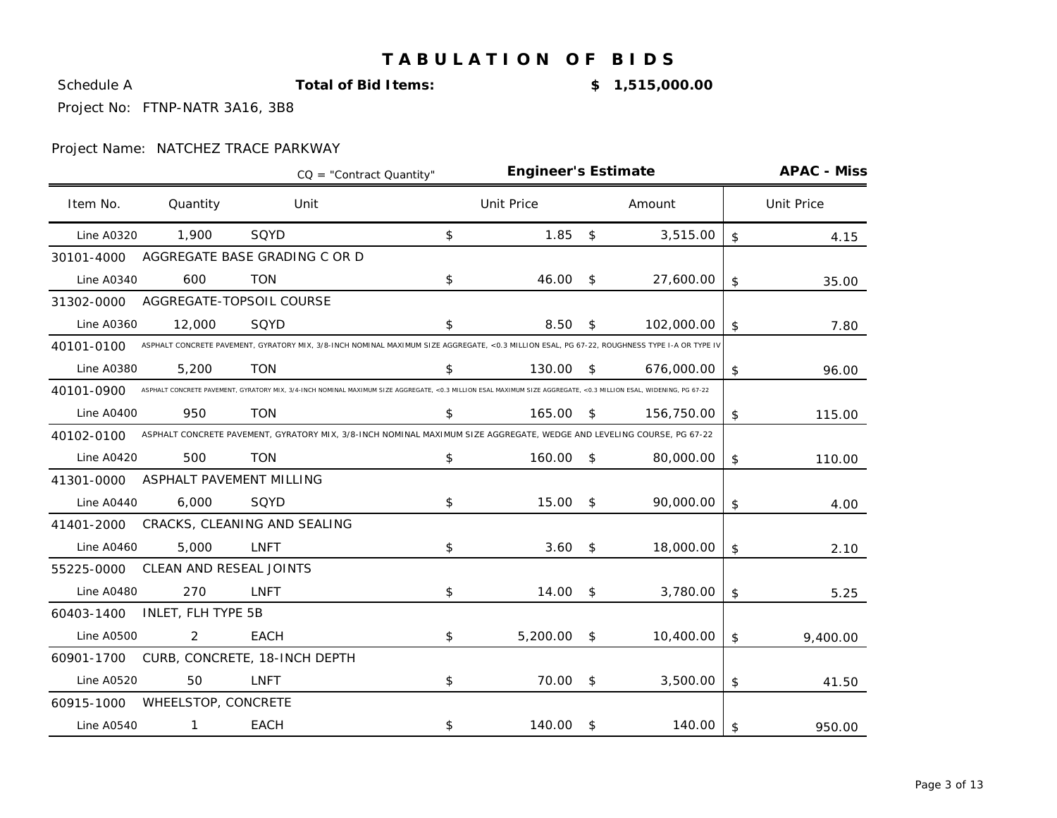# TABULATION OF BIDS

Schedule A **Total of Bid Items:** **$ 1,515,000.00**

Project No: FTNP-NATR 3A16, 3B8

Project Name: NATCHEZ TRACE PARKWAY

| | | CQ = "Contract Quantity" | **Engineer's Estimate** | | **APAC - Miss** |
|---|---|---|---|---|---|
| Item No. | Quantity | Unit | Unit Price | Amount | Unit Price |
| Line A0320 | 1,900 | SQYD | $ 1.85 | $ 3,515.00 | $ 4.15 |
| 30101-4000 | AGGREGATE BASE GRADING C OR D | | | | |
| Line A0340 | 600 | TON | $ 46.00 | $ 27,600.00 | $ 35.00 |
| 31302-0000 | AGGREGATE-TOPSOIL COURSE | | | | |
| Line A0360 | 12,000 | SQYD | $ 8.50 | $ 102,000.00 | $ 7.80 |
| 40101-0100 | ASPHALT CONCRETE PAVEMENT, GYRATORY MIX, 3/8-INCH NOMINAL MAXIMUM SIZE AGGREGATE, <0.3 MILLION ESAL, PG 67-22, ROUGHNESS TYPE I-A OR TYPE IV | | | | |
| Line A0380 | 5,200 | TON | $ 130.00 | $ 676,000.00 | $ 96.00 |
| 40101-0900 | ASPHALT CONCRETE PAVEMENT, GYRATORY MIX, 3/4-INCH NOMINAL MAXIMUM SIZE AGGREGATE, <0.3 MILLION ESAL MAXIMUM SIZE AGGREGATE, <0.3 MILLION ESAL, WIDENING, PG 67-22 | | | | |
| Line A0400 | 950 | TON | $ 165.00 | $ 156,750.00 | $ 115.00 |
| 40102-0100 | ASPHALT CONCRETE PAVEMENT, GYRATORY MIX, 3/8-INCH NOMINAL MAXIMUM SIZE AGGREGATE, WEDGE AND LEVELING COURSE, PG 67-22 | | | | |
| Line A0420 | 500 | TON | $ 160.00 | $ 80,000.00 | $ 110.00 |
| 41301-0000 | ASPHALT PAVEMENT MILLING | | | | |
| Line A0440 | 6,000 | SQYD | $ 15.00 | $ 90,000.00 | $ 4.00 |
| 41401-2000 | CRACKS, CLEANING AND SEALING | | | | |
| Line A0460 | 5,000 | LNFT | $ 3.60 | $ 18,000.00 | $ 2.10 |
| 55225-0000 | CLEAN AND RESEAL JOINTS | | | | |
| Line A0480 | 270 | LNFT | $ 14.00 | $ 3,780.00 | $ 5.25 |
| 60403-1400 | INLET, FLH TYPE 5B | | | | |
| Line A0500 | 2 | EACH | $ 5,200.00 | $ 10,400.00 | $ 9,400.00 |
| 60901-1700 | CURB, CONCRETE, 18-INCH DEPTH | | | | |
| Line A0520 | 50 | LNFT | $ 70.00 | $ 3,500.00 | $ 41.50 |
| 60915-1000 | WHEELSTOP, CONCRETE | | | | |
| Line A0540 | 1 | EACH | $ 140.00 | $ 140.00 | $ 950.00 |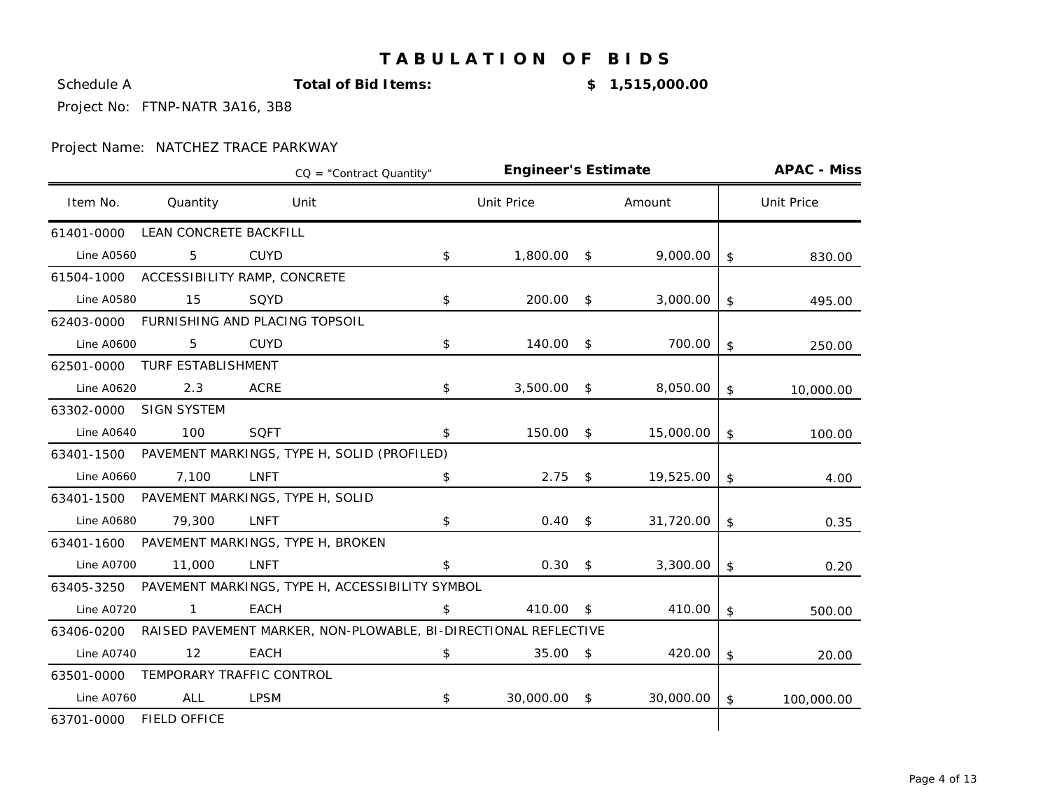# TABULATION OF BIDS

Schedule A **Total of Bid Items:** **$ 1,515,000.00**

Project No: FTNP-NATR 3A16, 3B8

Project Name: NATCHEZ TRACE PARKWAY

| | | CQ = "Contract Quantity" | **Engineer's Estimate** | | **APAC - Miss** |
|---|---|---|---|---|---|
| Item No. | Quantity | Unit | Unit Price | Amount | Unit Price |
| 61401-0000 | LEAN CONCRETE BACKFILL | | | | |
| Line A0560 | 5 | CUYD | $ 1,800.00 | $ 9,000.00 | $ 830.00 |
| 61504-1000 | ACCESSIBILITY RAMP, CONCRETE | | | | |
| Line A0580 | 15 | SQYD | $ 200.00 | $ 3,000.00 | $ 495.00 |
| 62403-0000 | FURNISHING AND PLACING TOPSOIL | | | | |
| Line A0600 | 5 | CUYD | $ 140.00 | $ 700.00 | $ 250.00 |
| 62501-0000 | TURF ESTABLISHMENT | | | | |
| Line A0620 | 2.3 | ACRE | $ 3,500.00 | $ 8,050.00 | $ 10,000.00 |
| 63302-0000 | SIGN SYSTEM | | | | |
| Line A0640 | 100 | SQFT | $ 150.00 | $ 15,000.00 | $ 100.00 |
| 63401-1500 | PAVEMENT MARKINGS, TYPE H, SOLID (PROFILED) | | | | |
| Line A0660 | 7,100 | LNFT | $ 2.75 | $ 19,525.00 | $ 4.00 |
| 63401-1500 | PAVEMENT MARKINGS, TYPE H, SOLID | | | | |
| Line A0680 | 79,300 | LNFT | $ 0.40 | $ 31,720.00 | $ 0.35 |
| 63401-1600 | PAVEMENT MARKINGS, TYPE H, BROKEN | | | | |
| Line A0700 | 11,000 | LNFT | $ 0.30 | $ 3,300.00 | $ 0.20 |
| 63405-3250 | PAVEMENT MARKINGS, TYPE H, ACCESSIBILITY SYMBOL | | | | |
| Line A0720 | 1 | EACH | $ 410.00 | $ 410.00 | $ 500.00 |
| 63406-0200 | RAISED PAVEMENT MARKER, NON-PLOWABLE, BI-DIRECTIONAL REFLECTIVE | | | | |
| Line A0740 | 12 | EACH | $ 35.00 | $ 420.00 | $ 20.00 |
| 63501-0000 | TEMPORARY TRAFFIC CONTROL | | | | |
| Line A0760 | ALL | LPSM | $ 30,000.00 | $ 30,000.00 | $ 100,000.00 |
| 63701-0000 | FIELD OFFICE | | | | |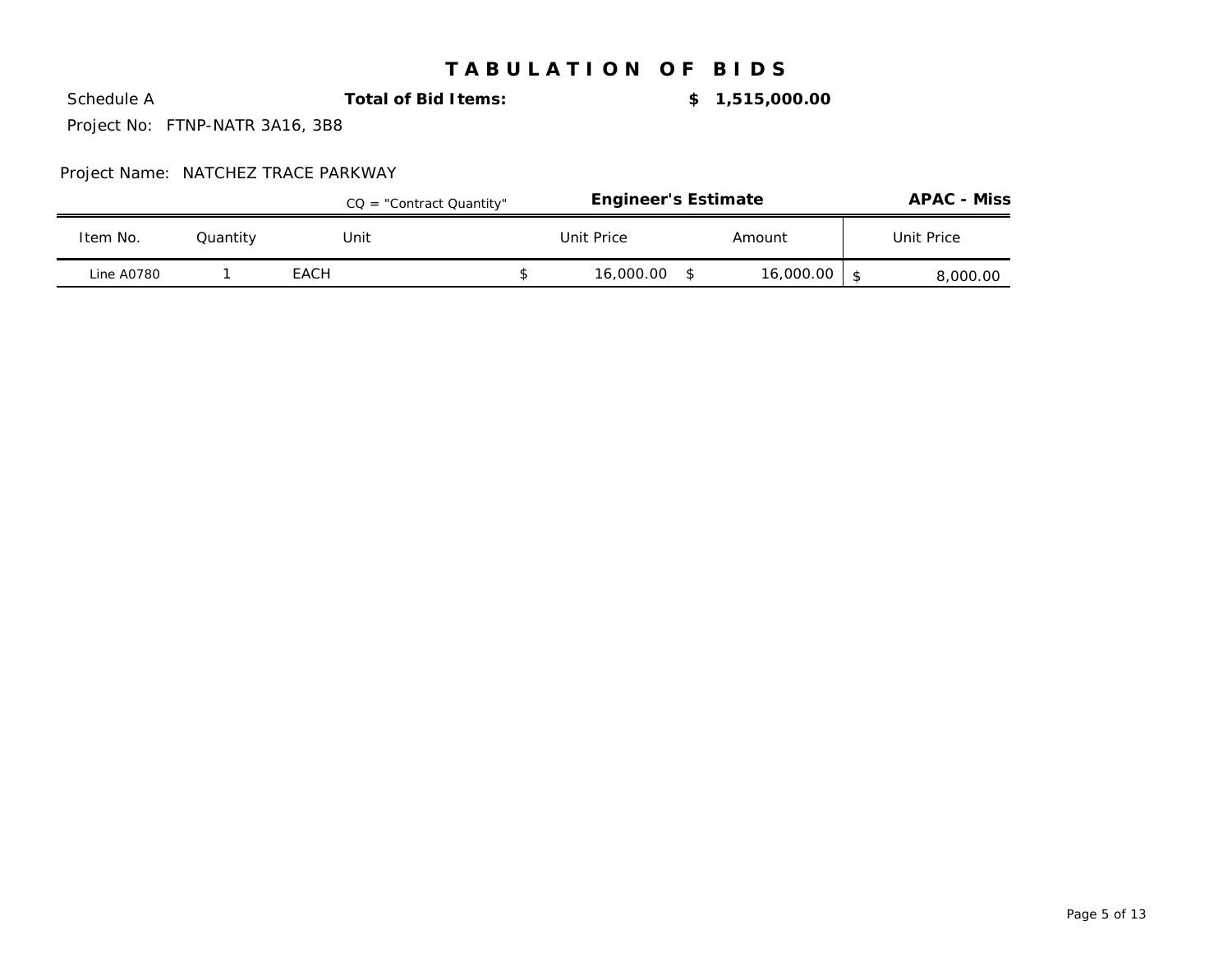# TABULATION OF BIDS

Schedule A **Total of Bid Items:** **$ 1,515,000.00**

Project No: FTNP-NATR 3A16, 3B8

Project Name: NATCHEZ TRACE PARKWAY

| | | CQ = "Contract Quantity" | **Engineer's Estimate** | | **APAC - Miss** |
|---|---|---|---|---|---|
| Item No. | Quantity | Unit | Unit Price | Amount | Unit Price |
| Line A0780 | 1 | EACH | $ 16,000.00 | $ 16,000.00 | $ 8,000.00 |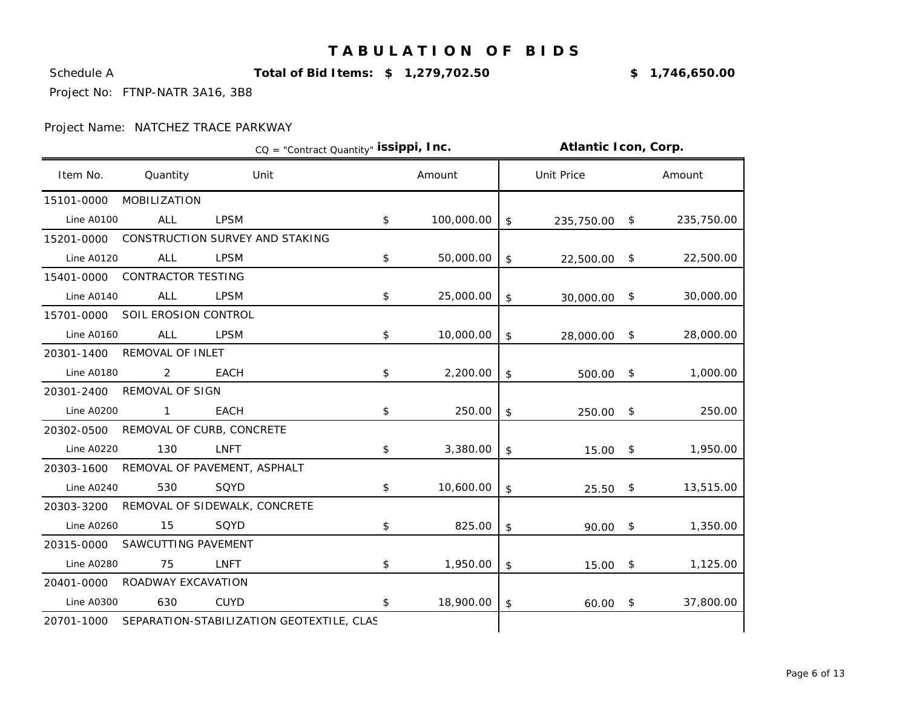# TABULATION OF BIDS

Schedule A **Total of Bid Items: $ 1,279,702.50** **$ 1,746,650.00**

Project No: FTNP-NATR 3A16, 3B8

Project Name: NATCHEZ TRACE PARKWAY

| | | CQ = "Contract Quantity" **issippi, Inc.** | | **Atlantic Icon, Corp.** | |
|---|---|---|---|---|---|
| Item No. | Quantity | Unit | Amount | Unit Price | Amount |
| 15101-0000 | MOBILIZATION | | | | |
| Line A0100 | ALL | LPSM | $ 100,000.00 | $ 235,750.00 | $ 235,750.00 |
| 15201-0000 | CONSTRUCTION SURVEY AND STAKING | | | | |
| Line A0120 | ALL | LPSM | $ 50,000.00 | $ 22,500.00 | $ 22,500.00 |
| 15401-0000 | CONTRACTOR TESTING | | | | |
| Line A0140 | ALL | LPSM | $ 25,000.00 | $ 30,000.00 | $ 30,000.00 |
| 15701-0000 | SOIL EROSION CONTROL | | | | |
| Line A0160 | ALL | LPSM | $ 10,000.00 | $ 28,000.00 | $ 28,000.00 |
| 20301-1400 | REMOVAL OF INLET | | | | |
| Line A0180 | 2 | EACH | $ 2,200.00 | $ 500.00 | $ 1,000.00 |
| 20301-2400 | REMOVAL OF SIGN | | | | |
| Line A0200 | 1 | EACH | $ 250.00 | $ 250.00 | $ 250.00 |
| 20302-0500 | REMOVAL OF CURB, CONCRETE | | | | |
| Line A0220 | 130 | LNFT | $ 3,380.00 | $ 15.00 | $ 1,950.00 |
| 20303-1600 | REMOVAL OF PAVEMENT, ASPHALT | | | | |
| Line A0240 | 530 | SQYD | $ 10,600.00 | $ 25.50 | $ 13,515.00 |
| 20303-3200 | REMOVAL OF SIDEWALK, CONCRETE | | | | |
| Line A0260 | 15 | SQYD | $ 825.00 | $ 90.00 | $ 1,350.00 |
| 20315-0000 | SAWCUTTING PAVEMENT | | | | |
| Line A0280 | 75 | LNFT | $ 1,950.00 | $ 15.00 | $ 1,125.00 |
| 20401-0000 | ROADWAY EXCAVATION | | | | |
| Line A0300 | 630 | CUYD | $ 18,900.00 | $ 60.00 | $ 37,800.00 |
| 20701-1000 | SEPARATION-STABILIZATION GEOTEXTILE, CLAS | | | | |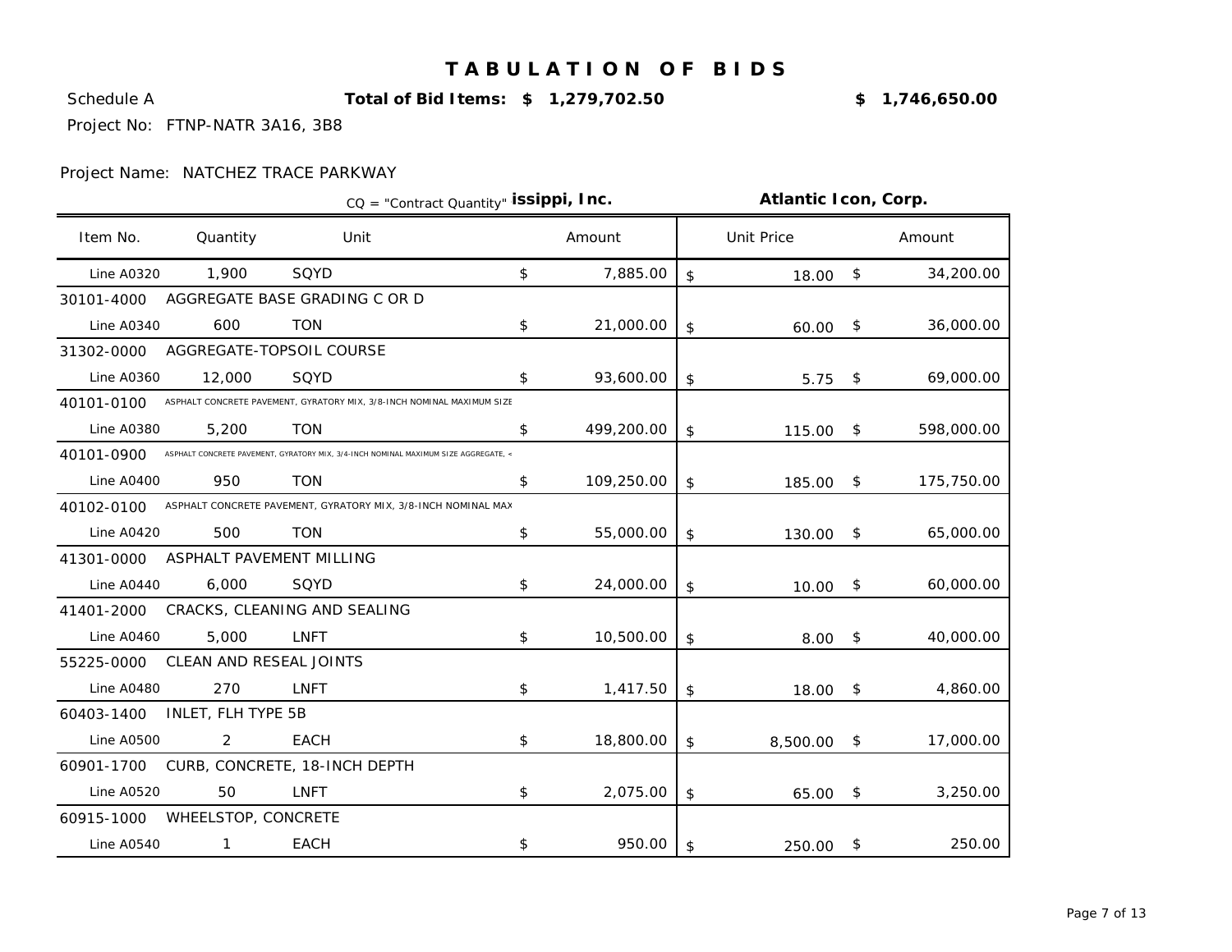# TABULATION OF BIDS

Schedule A **Total of Bid Items: $ 1,279,702.50** **$ 1,746,650.00**

Project No: FTNP-NATR 3A16, 3B8

Project Name: NATCHEZ TRACE PARKWAY

CQ = "Contract Quantity"

| Item No. | Quantity | Unit | **issippi, Inc.** Amount | **Atlantic Icon, Corp.** Unit Price | **Atlantic Icon, Corp.** Amount |
|---|---|---|---|---|---|
| Line A0320 | 1,900 | SQYD | $ 7,885.00 | $ 18.00 | $ 34,200.00 |
| 30101-4000 | AGGREGATE BASE GRADING C OR D | | | | |
| Line A0340 | 600 | TON | $ 21,000.00 | $ 60.00 | $ 36,000.00 |
| 31302-0000 | AGGREGATE-TOPSOIL COURSE | | | | |
| Line A0360 | 12,000 | SQYD | $ 93,600.00 | $ 5.75 | $ 69,000.00 |
| 40101-0100 | ASPHALT CONCRETE PAVEMENT, GYRATORY MIX, 3/8-INCH NOMINAL MAXIMUM SIZE | | | | |
| Line A0380 | 5,200 | TON | $ 499,200.00 | $ 115.00 | $ 598,000.00 |
| 40101-0900 | ASPHALT CONCRETE PAVEMENT, GYRATORY MIX, 3/4-INCH NOMINAL MAXIMUM SIZE AGGREGATE, < | | | | |
| Line A0400 | 950 | TON | $ 109,250.00 | $ 185.00 | $ 175,750.00 |
| 40102-0100 | ASPHALT CONCRETE PAVEMENT, GYRATORY MIX, 3/8-INCH NOMINAL MAX | | | | |
| Line A0420 | 500 | TON | $ 55,000.00 | $ 130.00 | $ 65,000.00 |
| 41301-0000 | ASPHALT PAVEMENT MILLING | | | | |
| Line A0440 | 6,000 | SQYD | $ 24,000.00 | $ 10.00 | $ 60,000.00 |
| 41401-2000 | CRACKS, CLEANING AND SEALING | | | | |
| Line A0460 | 5,000 | LNFT | $ 10,500.00 | $ 8.00 | $ 40,000.00 |
| 55225-0000 | CLEAN AND RESEAL JOINTS | | | | |
| Line A0480 | 270 | LNFT | $ 1,417.50 | $ 18.00 | $ 4,860.00 |
| 60403-1400 | INLET, FLH TYPE 5B | | | | |
| Line A0500 | 2 | EACH | $ 18,800.00 | $ 8,500.00 | $ 17,000.00 |
| 60901-1700 | CURB, CONCRETE, 18-INCH DEPTH | | | | |
| Line A0520 | 50 | LNFT | $ 2,075.00 | $ 65.00 | $ 3,250.00 |
| 60915-1000 | WHEELSTOP, CONCRETE | | | | |
| Line A0540 | 1 | EACH | $ 950.00 | $ 250.00 | $ 250.00 |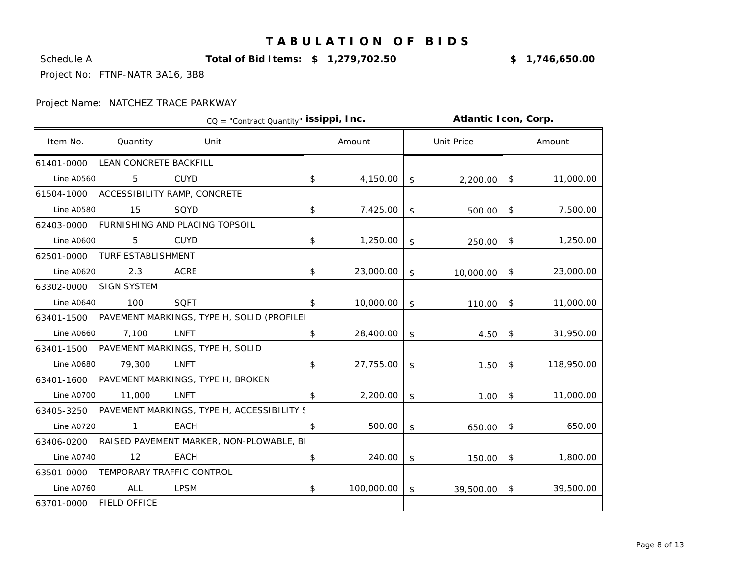# TABULATION OF BIDS

Schedule A **Total of Bid Items: $ 1,279,702.50** **$ 1,746,650.00**

Project No: FTNP-NATR 3A16, 3B8

Project Name: NATCHEZ TRACE PARKWAY

CQ = "Contract Quantity"

| Item No. | Quantity | Unit | **issippi, Inc.** Amount | **Atlantic Icon, Corp.** Unit Price | Amount |
|---|---|---|---|---|---|
| 61401-0000 | LEAN CONCRETE BACKFILL | | | | |
| Line A0560 | 5 | CUYD | $ 4,150.00 | $ 2,200.00 | $ 11,000.00 |
| 61504-1000 | ACCESSIBILITY RAMP, CONCRETE | | | | |
| Line A0580 | 15 | SQYD | $ 7,425.00 | $ 500.00 | $ 7,500.00 |
| 62403-0000 | FURNISHING AND PLACING TOPSOIL | | | | |
| Line A0600 | 5 | CUYD | $ 1,250.00 | $ 250.00 | $ 1,250.00 |
| 62501-0000 | TURF ESTABLISHMENT | | | | |
| Line A0620 | 2.3 | ACRE | $ 23,000.00 | $ 10,000.00 | $ 23,000.00 |
| 63302-0000 | SIGN SYSTEM | | | | |
| Line A0640 | 100 | SQFT | $ 10,000.00 | $ 110.00 | $ 11,000.00 |
| 63401-1500 | PAVEMENT MARKINGS, TYPE H, SOLID (PROFILEI | | | | |
| Line A0660 | 7,100 | LNFT | $ 28,400.00 | $ 4.50 | $ 31,950.00 |
| 63401-1500 | PAVEMENT MARKINGS, TYPE H, SOLID | | | | |
| Line A0680 | 79,300 | LNFT | $ 27,755.00 | $ 1.50 | $ 118,950.00 |
| 63401-1600 | PAVEMENT MARKINGS, TYPE H, BROKEN | | | | |
| Line A0700 | 11,000 | LNFT | $ 2,200.00 | $ 1.00 | $ 11,000.00 |
| 63405-3250 | PAVEMENT MARKINGS, TYPE H, ACCESSIBILITY S | | | | |
| Line A0720 | 1 | EACH | $ 500.00 | $ 650.00 | $ 650.00 |
| 63406-0200 | RAISED PAVEMENT MARKER, NON-PLOWABLE, BI | | | | |
| Line A0740 | 12 | EACH | $ 240.00 | $ 150.00 | $ 1,800.00 |
| 63501-0000 | TEMPORARY TRAFFIC CONTROL | | | | |
| Line A0760 | ALL | LPSM | $ 100,000.00 | $ 39,500.00 | $ 39,500.00 |
| 63701-0000 | FIELD OFFICE | | | | |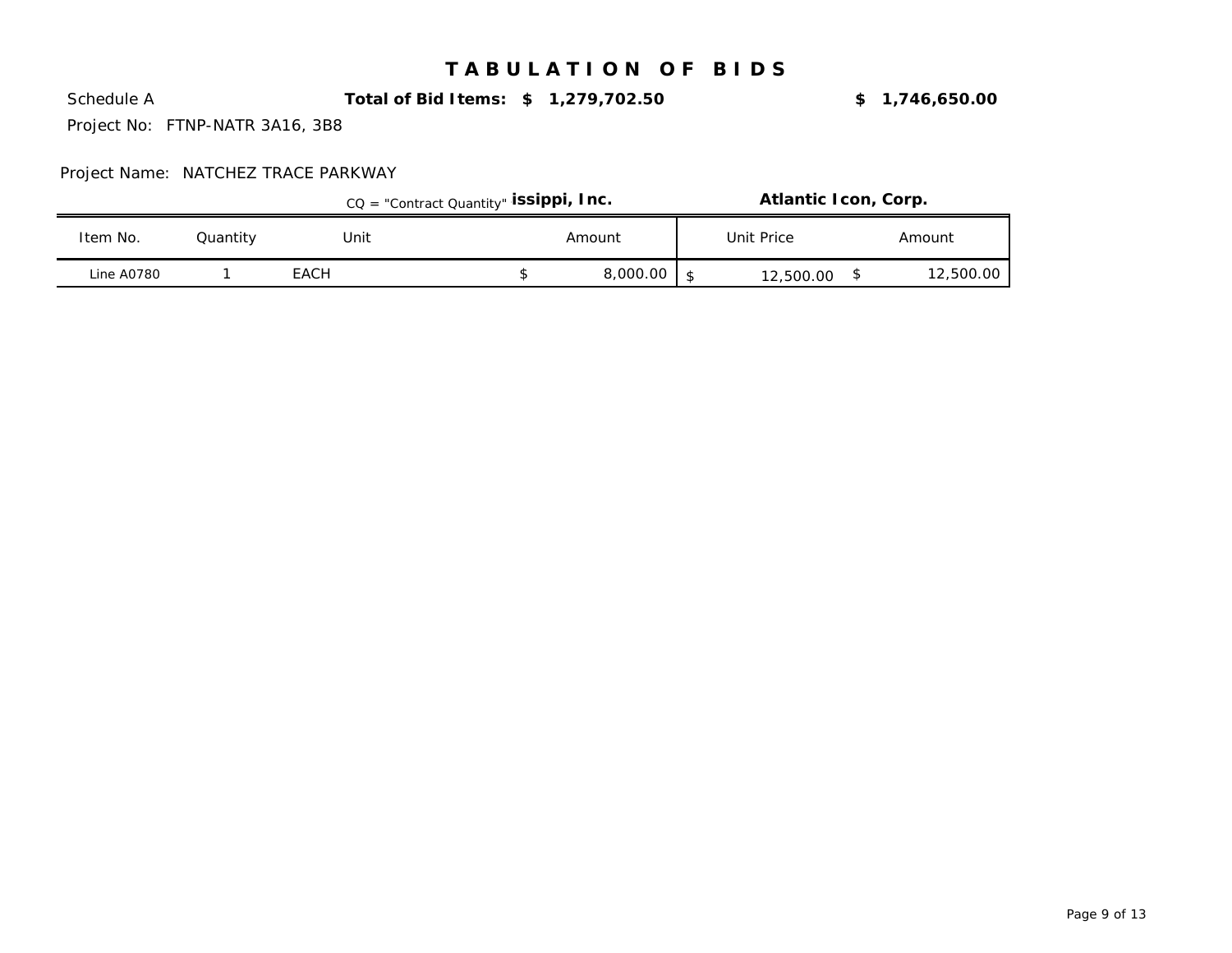# TABULATION OF BIDS

Schedule A **Total of Bid Items: $ 1,279,702.50** **$ 1,746,650.00**

Project No: FTNP-NATR 3A16, 3B8

Project Name: NATCHEZ TRACE PARKWAY

CQ = "Contract Quantity"

| | | | **issippi, Inc.** | **Atlantic Icon, Corp.** | |
|---|---|---|---|---|---|
| Item No. | Quantity | Unit | Amount | Unit Price | Amount |
| Line A0780 | 1 | EACH | $ 8,000.00 | $ 12,500.00 | $ 12,500.00 |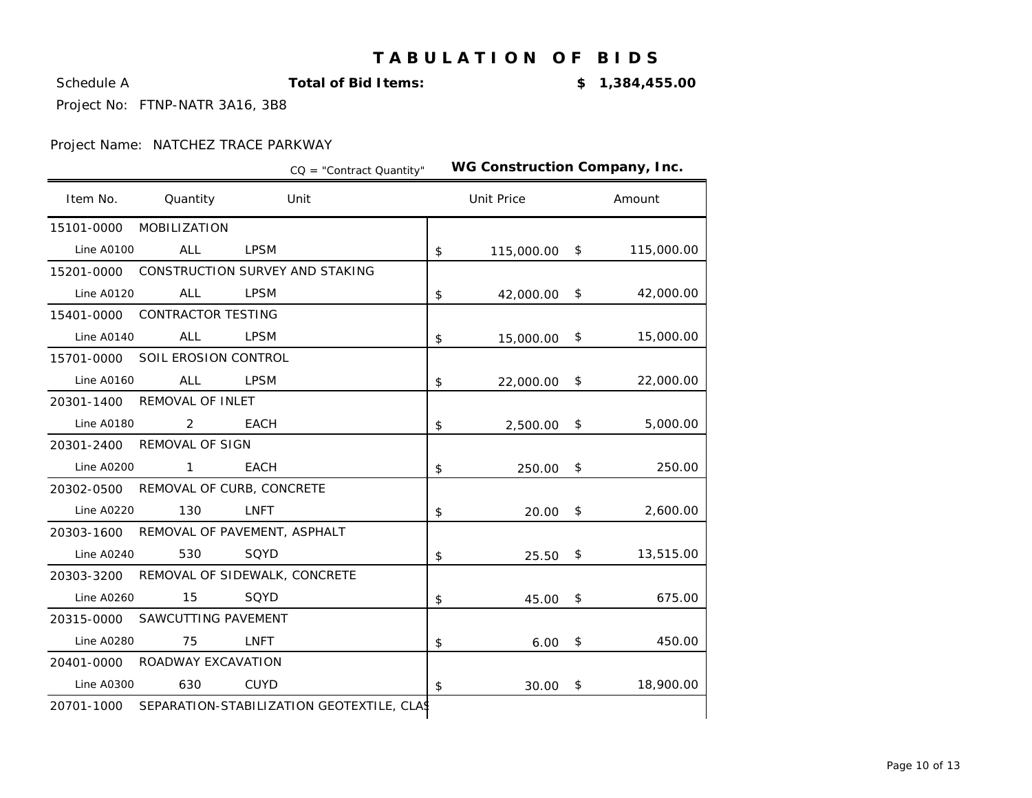# TABULATION OF BIDS

Schedule A **Total of Bid Items:** **$ 1,384,455.00**

Project No: FTNP-NATR 3A16, 3B8

Project Name: NATCHEZ TRACE PARKWAY

CQ = "Contract Quantity" **WG Construction Company, Inc.**

| Item No. | Quantity | Unit | Unit Price | Amount |
|---|---|---|---|---|
| 15101-0000 | MOBILIZATION | | | |
| Line A0100 | ALL | LPSM | $ 115,000.00 | $ 115,000.00 |
| 15201-0000 | CONSTRUCTION SURVEY AND STAKING | | | |
| Line A0120 | ALL | LPSM | $ 42,000.00 | $ 42,000.00 |
| 15401-0000 | CONTRACTOR TESTING | | | |
| Line A0140 | ALL | LPSM | $ 15,000.00 | $ 15,000.00 |
| 15701-0000 | SOIL EROSION CONTROL | | | |
| Line A0160 | ALL | LPSM | $ 22,000.00 | $ 22,000.00 |
| 20301-1400 | REMOVAL OF INLET | | | |
| Line A0180 | 2 | EACH | $ 2,500.00 | $ 5,000.00 |
| 20301-2400 | REMOVAL OF SIGN | | | |
| Line A0200 | 1 | EACH | $ 250.00 | $ 250.00 |
| 20302-0500 | REMOVAL OF CURB, CONCRETE | | | |
| Line A0220 | 130 | LNFT | $ 20.00 | $ 2,600.00 |
| 20303-1600 | REMOVAL OF PAVEMENT, ASPHALT | | | |
| Line A0240 | 530 | SQYD | $ 25.50 | $ 13,515.00 |
| 20303-3200 | REMOVAL OF SIDEWALK, CONCRETE | | | |
| Line A0260 | 15 | SQYD | $ 45.00 | $ 675.00 |
| 20315-0000 | SAWCUTTING PAVEMENT | | | |
| Line A0280 | 75 | LNFT | $ 6.00 | $ 450.00 |
| 20401-0000 | ROADWAY EXCAVATION | | | |
| Line A0300 | 630 | CUYD | $ 30.00 | $ 18,900.00 |
| 20701-1000 | SEPARATION-STABILIZATION GEOTEXTILE, CLAS | | | |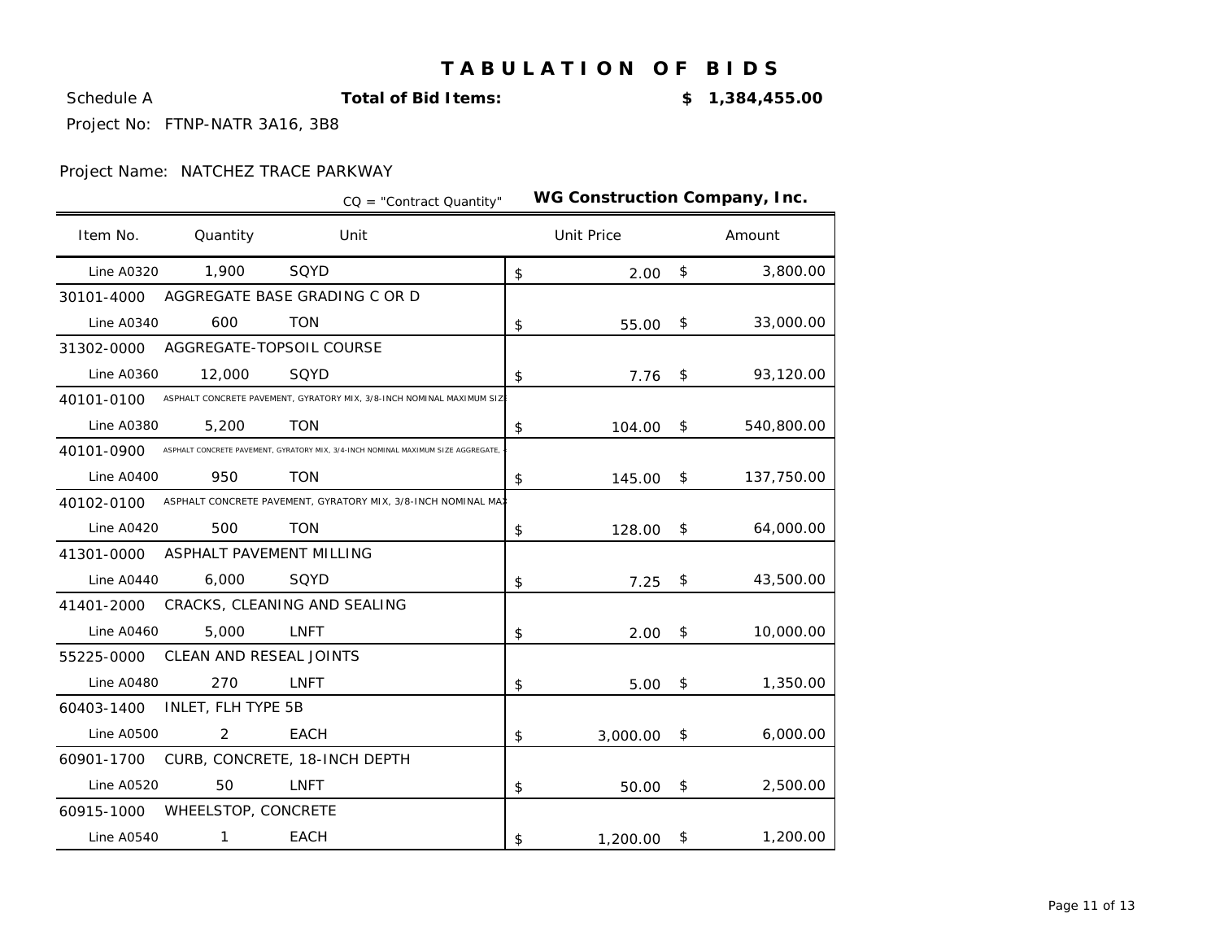# TABULATION OF BIDS

Schedule A **Total of Bid Items:** **$ 1,384,455.00**

Project No: FTNP-NATR 3A16, 3B8

Project Name: NATCHEZ TRACE PARKWAY

CQ = "Contract Quantity" **WG Construction Company, Inc.**

| Item No. | Quantity | Unit | Unit Price | Amount |
|---|---|---|---|---|
| Line A0320 | 1,900 | SQYD | $ 2.00 | $ 3,800.00 |
| 30101-4000 | AGGREGATE BASE GRADING C OR D | | | |
| Line A0340 | 600 | TON | $ 55.00 | $ 33,000.00 |
| 31302-0000 | AGGREGATE-TOPSOIL COURSE | | | |
| Line A0360 | 12,000 | SQYD | $ 7.76 | $ 93,120.00 |
| 40101-0100 | ASPHALT CONCRETE PAVEMENT, GYRATORY MIX, 3/8-INCH NOMINAL MAXIMUM SIZ | | | |
| Line A0380 | 5,200 | TON | $ 104.00 | $ 540,800.00 |
| 40101-0900 | ASPHALT CONCRETE PAVEMENT, GYRATORY MIX, 3/4-INCH NOMINAL MAXIMUM SIZE AGGREGATE, | | | |
| Line A0400 | 950 | TON | $ 145.00 | $ 137,750.00 |
| 40102-0100 | ASPHALT CONCRETE PAVEMENT, GYRATORY MIX, 3/8-INCH NOMINAL MAX | | | |
| Line A0420 | 500 | TON | $ 128.00 | $ 64,000.00 |
| 41301-0000 | ASPHALT PAVEMENT MILLING | | | |
| Line A0440 | 6,000 | SQYD | $ 7.25 | $ 43,500.00 |
| 41401-2000 | CRACKS, CLEANING AND SEALING | | | |
| Line A0460 | 5,000 | LNFT | $ 2.00 | $ 10,000.00 |
| 55225-0000 | CLEAN AND RESEAL JOINTS | | | |
| Line A0480 | 270 | LNFT | $ 5.00 | $ 1,350.00 |
| 60403-1400 | INLET, FLH TYPE 5B | | | |
| Line A0500 | 2 | EACH | $ 3,000.00 | $ 6,000.00 |
| 60901-1700 | CURB, CONCRETE, 18-INCH DEPTH | | | |
| Line A0520 | 50 | LNFT | $ 50.00 | $ 2,500.00 |
| 60915-1000 | WHEELSTOP, CONCRETE | | | |
| Line A0540 | 1 | EACH | $ 1,200.00 | $ 1,200.00 |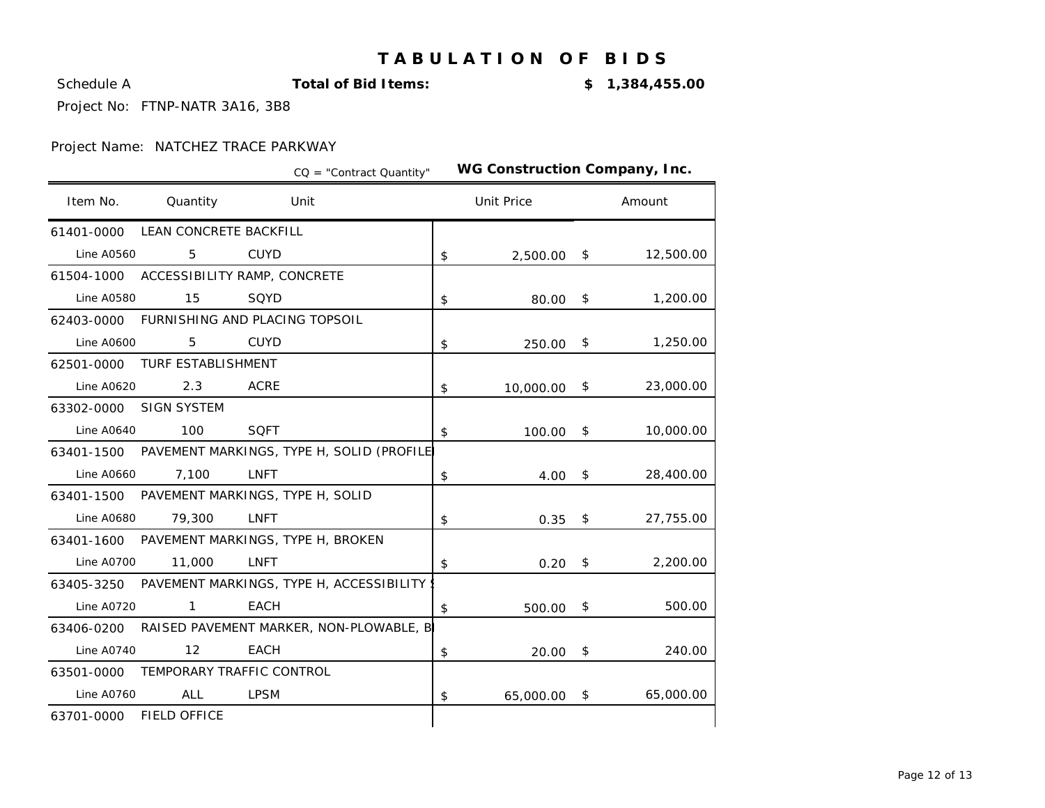# TABULATION OF BIDS

Schedule A **Total of Bid Items:** **$ 1,384,455.00**

Project No: FTNP-NATR 3A16, 3B8

Project Name: NATCHEZ TRACE PARKWAY

CQ = "Contract Quantity" **WG Construction Company, Inc.**

| Item No. | Quantity | Unit | Unit Price | Amount |
|---|---|---|---|---|
| 61401-0000 | LEAN CONCRETE BACKFILL | | | |
| Line A0560 | 5 | CUYD | $ 2,500.00 | $ 12,500.00 |
| 61504-1000 | ACCESSIBILITY RAMP, CONCRETE | | | |
| Line A0580 | 15 | SQYD | $ 80.00 | $ 1,200.00 |
| 62403-0000 | FURNISHING AND PLACING TOPSOIL | | | |
| Line A0600 | 5 | CUYD | $ 250.00 | $ 1,250.00 |
| 62501-0000 | TURF ESTABLISHMENT | | | |
| Line A0620 | 2.3 | ACRE | $ 10,000.00 | $ 23,000.00 |
| 63302-0000 | SIGN SYSTEM | | | |
| Line A0640 | 100 | SQFT | $ 100.00 | $ 10,000.00 |
| 63401-1500 | PAVEMENT MARKINGS, TYPE H, SOLID (PROFILE | | | |
| Line A0660 | 7,100 | LNFT | $ 4.00 | $ 28,400.00 |
| 63401-1500 | PAVEMENT MARKINGS, TYPE H, SOLID | | | |
| Line A0680 | 79,300 | LNFT | $ 0.35 | $ 27,755.00 |
| 63401-1600 | PAVEMENT MARKINGS, TYPE H, BROKEN | | | |
| Line A0700 | 11,000 | LNFT | $ 0.20 | $ 2,200.00 |
| 63405-3250 | PAVEMENT MARKINGS, TYPE H, ACCESSIBILITY S | | | |
| Line A0720 | 1 | EACH | $ 500.00 | $ 500.00 |
| 63406-0200 | RAISED PAVEMENT MARKER, NON-PLOWABLE, B | | | |
| Line A0740 | 12 | EACH | $ 20.00 | $ 240.00 |
| 63501-0000 | TEMPORARY TRAFFIC CONTROL | | | |
| Line A0760 | ALL | LPSM | $ 65,000.00 | $ 65,000.00 |
| 63701-0000 | FIELD OFFICE | | | |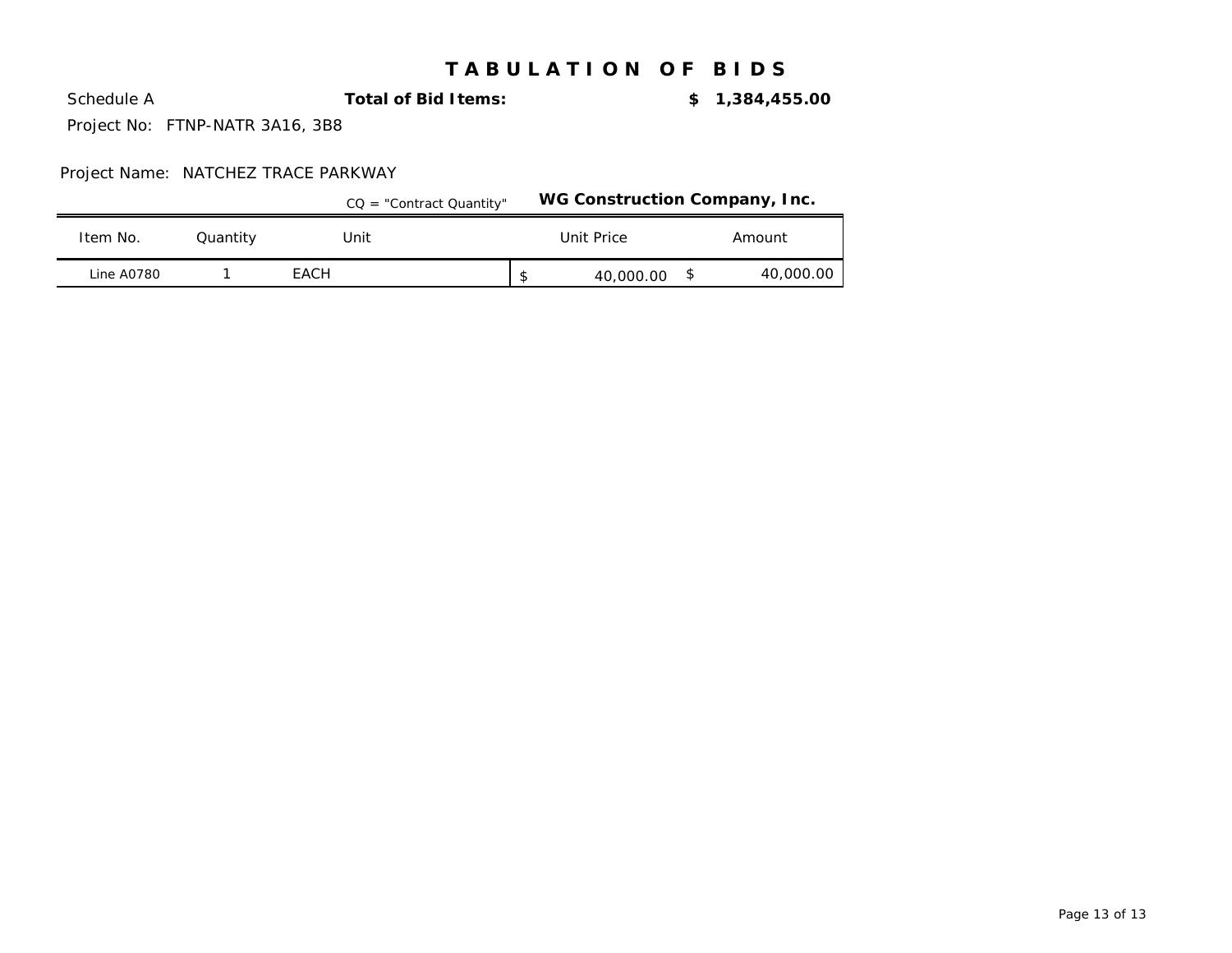# TABULATION OF BIDS

Schedule A **Total of Bid Items:** **$ 1,384,455.00**

Project No: FTNP-NATR 3A16, 3B8

Project Name: NATCHEZ TRACE PARKWAY

CQ = "Contract Quantity" **WG Construction Company, Inc.**

| Item No. | Quantity | Unit | Unit Price | Amount |
|---|---|---|---|---|
| Line A0780 | 1 | EACH | $ 40,000.00 | $ 40,000.00 |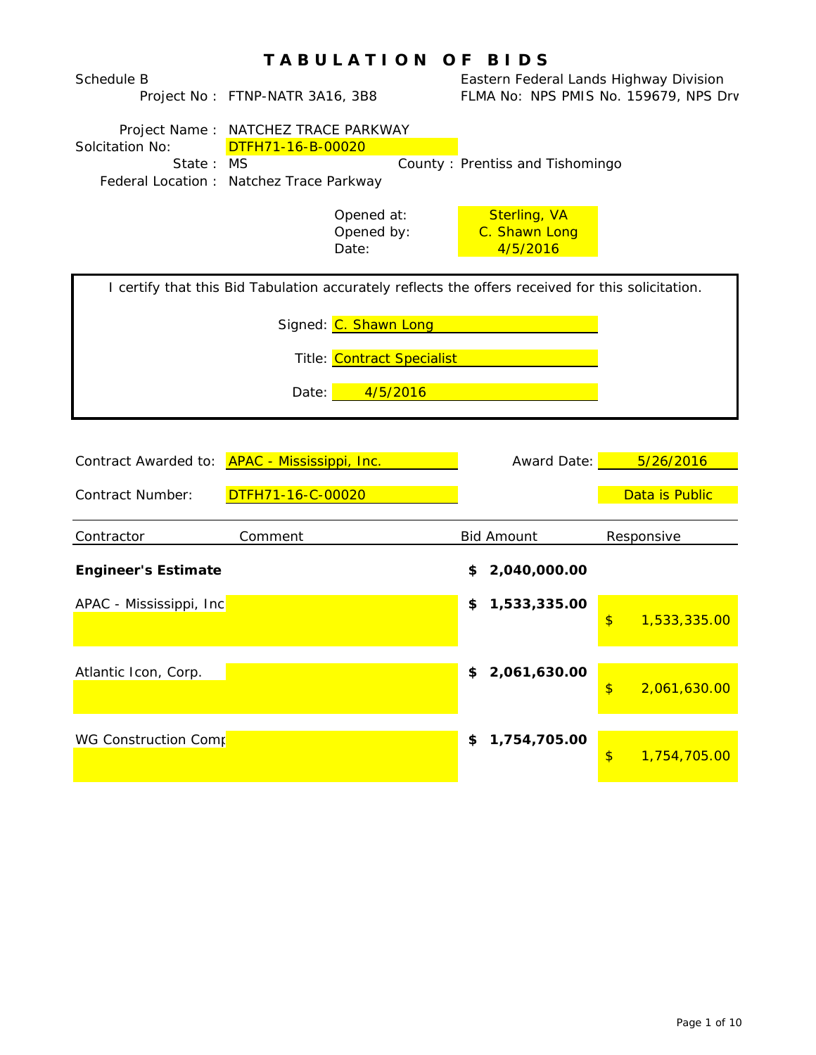# T A B U L A T I O N   O F   B I D S

Schedule B

Project No : FTNP-NATR 3A16, 3B8

Eastern Federal Lands Highway Division

FLMA No: NPS PMIS No. 159679, NPS Drv

Project Name : NATCHEZ TRACE PARKWAY

Solcitation No: DTFH71-16-B-00020

State : MS    County : Prentiss and Tishomingo

Federal Location : Natchez Trace Parkway

Opened at: Sterling, VA

Opened by: C. Shawn Long

Date: 4/5/2016

I certify that this Bid Tabulation accurately reflects the offers received for this solicitation.

Signed: C. Shawn Long

Title: Contract Specialist

Date: 4/5/2016

Contract Awarded to: APAC - Mississippi, Inc.    Award Date: 5/26/2016

Contract Number: DTFH71-16-C-00020    Data is Public

| Contractor | Comment | Bid Amount | Responsive |
|---|---|---|---|
| **Engineer's Estimate** | | **$ 2,040,000.00** | |
| APAC - Mississippi, Inc | | **$ 1,533,335.00** | $ 1,533,335.00 |
| Atlantic Icon, Corp. | | **$ 2,061,630.00** | $ 2,061,630.00 |
| WG Construction Comp | | **$ 1,754,705.00** | $ 1,754,705.00 |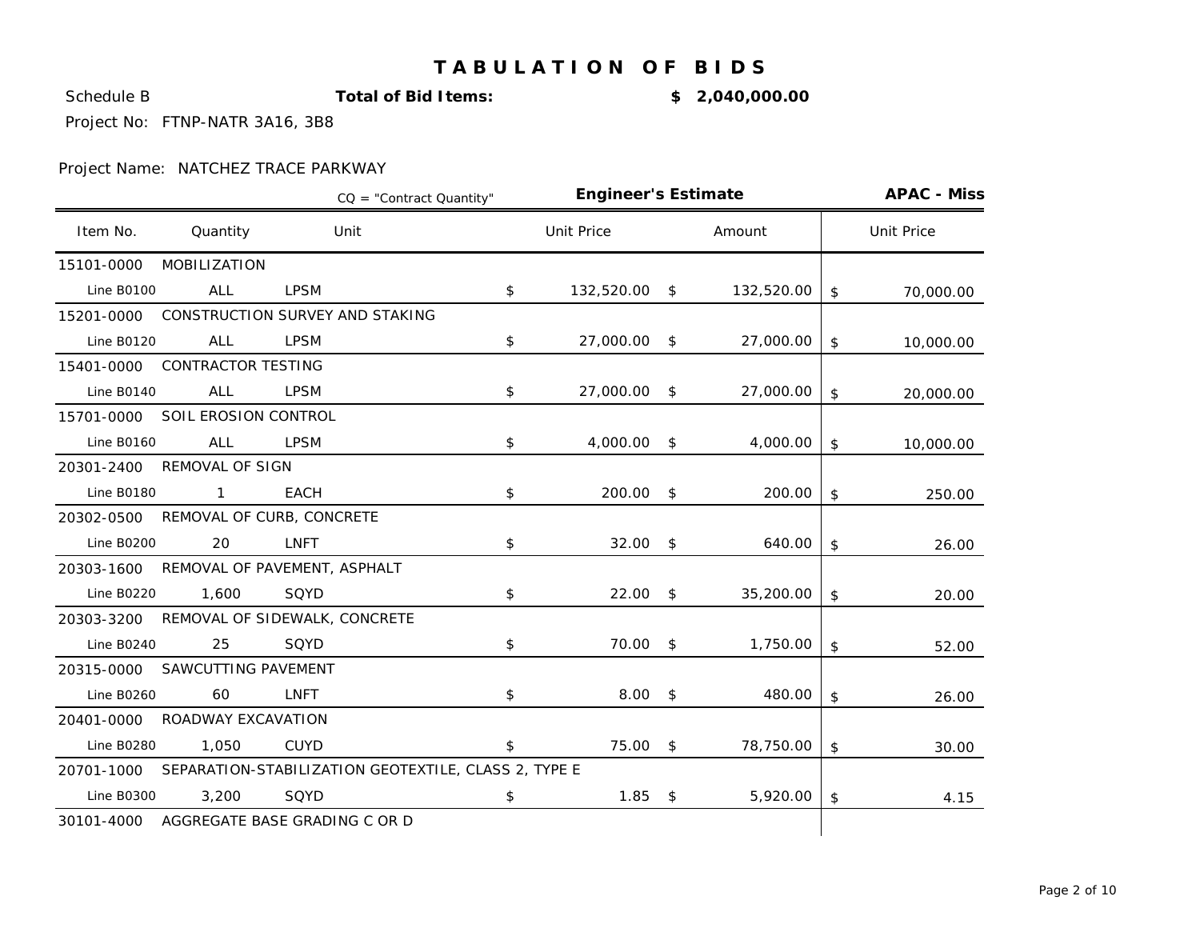# TABULATION OF BIDS

Schedule B **Total of Bid Items:** **$ 2,040,000.00**

Project No: FTNP-NATR 3A16, 3B8

Project Name: NATCHEZ TRACE PARKWAY

| | | CQ = "Contract Quantity" | **Engineer's Estimate** | | **APAC - Miss** |
|---|---|---|---|---|---|
| Item No. | Quantity | Unit | Unit Price | Amount | Unit Price |
| 15101-0000 | MOBILIZATION | | | | |
| Line B0100 | ALL | LPSM | $ 132,520.00 | $ 132,520.00 | $ 70,000.00 |
| 15201-0000 | CONSTRUCTION SURVEY AND STAKING | | | | |
| Line B0120 | ALL | LPSM | $ 27,000.00 | $ 27,000.00 | $ 10,000.00 |
| 15401-0000 | CONTRACTOR TESTING | | | | |
| Line B0140 | ALL | LPSM | $ 27,000.00 | $ 27,000.00 | $ 20,000.00 |
| 15701-0000 | SOIL EROSION CONTROL | | | | |
| Line B0160 | ALL | LPSM | $ 4,000.00 | $ 4,000.00 | $ 10,000.00 |
| 20301-2400 | REMOVAL OF SIGN | | | | |
| Line B0180 | 1 | EACH | $ 200.00 | $ 200.00 | $ 250.00 |
| 20302-0500 | REMOVAL OF CURB, CONCRETE | | | | |
| Line B0200 | 20 | LNFT | $ 32.00 | $ 640.00 | $ 26.00 |
| 20303-1600 | REMOVAL OF PAVEMENT, ASPHALT | | | | |
| Line B0220 | 1,600 | SQYD | $ 22.00 | $ 35,200.00 | $ 20.00 |
| 20303-3200 | REMOVAL OF SIDEWALK, CONCRETE | | | | |
| Line B0240 | 25 | SQYD | $ 70.00 | $ 1,750.00 | $ 52.00 |
| 20315-0000 | SAWCUTTING PAVEMENT | | | | |
| Line B0260 | 60 | LNFT | $ 8.00 | $ 480.00 | $ 26.00 |
| 20401-0000 | ROADWAY EXCAVATION | | | | |
| Line B0280 | 1,050 | CUYD | $ 75.00 | $ 78,750.00 | $ 30.00 |
| 20701-1000 | SEPARATION-STABILIZATION GEOTEXTILE, CLASS 2, TYPE E | | | | |
| Line B0300 | 3,200 | SQYD | $ 1.85 | $ 5,920.00 | $ 4.15 |
| 30101-4000 | AGGREGATE BASE GRADING C OR D | | | | |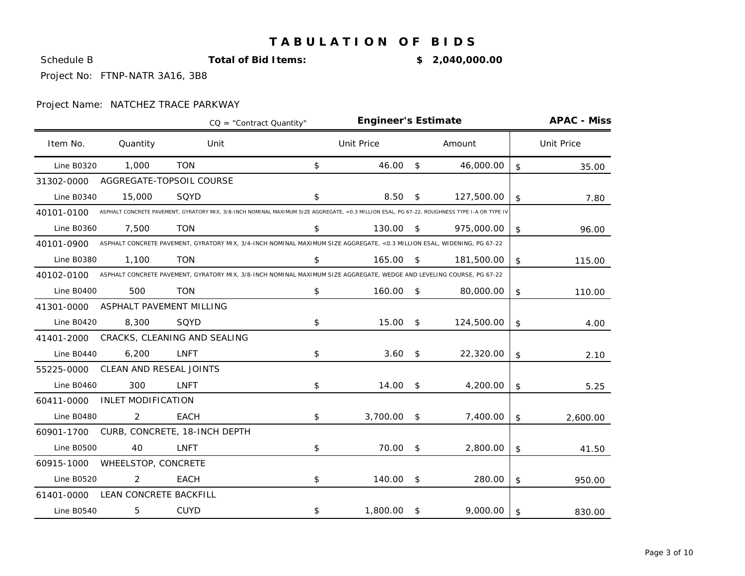# TABULATION OF BIDS

Schedule B **Total of Bid Items:** **$ 2,040,000.00**

Project No: FTNP-NATR 3A16, 3B8

Project Name: NATCHEZ TRACE PARKWAY

| | | CQ = "Contract Quantity" | **Engineer's Estimate** | | **APAC - Miss** |
|---|---|---|---|---|---|
| Item No. | Quantity | Unit | Unit Price | Amount | Unit Price |
| Line B0320 | 1,000 | TON | $ 46.00 | $ 46,000.00 | $ 35.00 |
| 31302-0000 | AGGREGATE-TOPSOIL COURSE | | | | |
| Line B0340 | 15,000 | SQYD | $ 8.50 | $ 127,500.00 | $ 7.80 |
| 40101-0100 | ASPHALT CONCRETE PAVEMENT, GYRATORY MIX, 3/8-INCH NOMINAL MAXIMUM SIZE AGGREGATE, <0.3 MILLION ESAL, PG 67-22, ROUGHNESS TYPE I-A OR TYPE IV | | | | |
| Line B0360 | 7,500 | TON | $ 130.00 | $ 975,000.00 | $ 96.00 |
| 40101-0900 | ASPHALT CONCRETE PAVEMENT, GYRATORY MIX, 3/4-INCH NOMINAL MAXIMUM SIZE AGGREGATE, <0.3 MILLION ESAL, WIDENING, PG 67-22 | | | | |
| Line B0380 | 1,100 | TON | $ 165.00 | $ 181,500.00 | $ 115.00 |
| 40102-0100 | ASPHALT CONCRETE PAVEMENT, GYRATORY MIX, 3/8-INCH NOMINAL MAXIMUM SIZE AGGREGATE, WEDGE AND LEVELING COURSE, PG 67-22 | | | | |
| Line B0400 | 500 | TON | $ 160.00 | $ 80,000.00 | $ 110.00 |
| 41301-0000 | ASPHALT PAVEMENT MILLING | | | | |
| Line B0420 | 8,300 | SQYD | $ 15.00 | $ 124,500.00 | $ 4.00 |
| 41401-2000 | CRACKS, CLEANING AND SEALING | | | | |
| Line B0440 | 6,200 | LNFT | $ 3.60 | $ 22,320.00 | $ 2.10 |
| 55225-0000 | CLEAN AND RESEAL JOINTS | | | | |
| Line B0460 | 300 | LNFT | $ 14.00 | $ 4,200.00 | $ 5.25 |
| 60411-0000 | INLET MODIFICATION | | | | |
| Line B0480 | 2 | EACH | $ 3,700.00 | $ 7,400.00 | $ 2,600.00 |
| 60901-1700 | CURB, CONCRETE, 18-INCH DEPTH | | | | |
| Line B0500 | 40 | LNFT | $ 70.00 | $ 2,800.00 | $ 41.50 |
| 60915-1000 | WHEELSTOP, CONCRETE | | | | |
| Line B0520 | 2 | EACH | $ 140.00 | $ 280.00 | $ 950.00 |
| 61401-0000 | LEAN CONCRETE BACKFILL | | | | |
| Line B0540 | 5 | CUYD | $ 1,800.00 | $ 9,000.00 | $ 830.00 |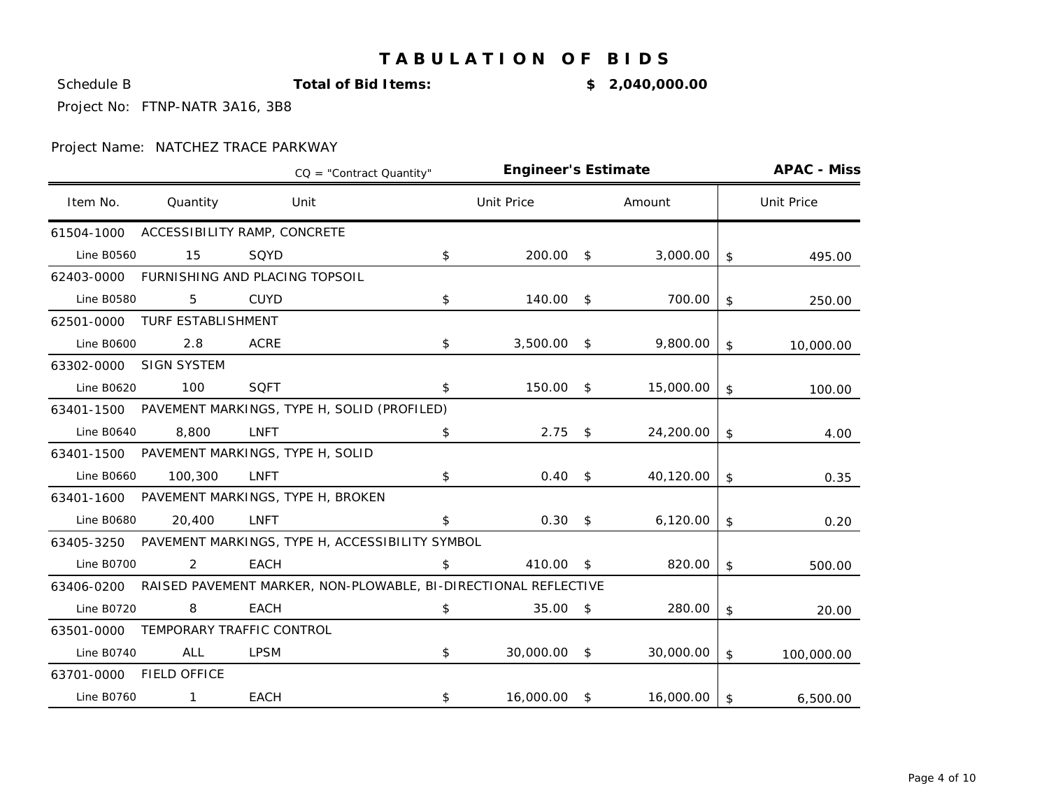# TABULATION OF BIDS

Schedule B **Total of Bid Items:** **$ 2,040,000.00**

Project No: FTNP-NATR 3A16, 3B8

Project Name: NATCHEZ TRACE PARKWAY

| | | CQ = "Contract Quantity" | **Engineer's Estimate** | | **APAC - Miss** |
|---|---|---|---|---|---|
| Item No. | Quantity | Unit | Unit Price | Amount | Unit Price |
| 61504-1000 | ACCESSIBILITY RAMP, CONCRETE | | | | |
| Line B0560 | 15 | SQYD | $ 200.00 | $ 3,000.00 | $ 495.00 |
| 62403-0000 | FURNISHING AND PLACING TOPSOIL | | | | |
| Line B0580 | 5 | CUYD | $ 140.00 | $ 700.00 | $ 250.00 |
| 62501-0000 | TURF ESTABLISHMENT | | | | |
| Line B0600 | 2.8 | ACRE | $ 3,500.00 | $ 9,800.00 | $ 10,000.00 |
| 63302-0000 | SIGN SYSTEM | | | | |
| Line B0620 | 100 | SQFT | $ 150.00 | $ 15,000.00 | $ 100.00 |
| 63401-1500 | PAVEMENT MARKINGS, TYPE H, SOLID (PROFILED) | | | | |
| Line B0640 | 8,800 | LNFT | $ 2.75 | $ 24,200.00 | $ 4.00 |
| 63401-1500 | PAVEMENT MARKINGS, TYPE H, SOLID | | | | |
| Line B0660 | 100,300 | LNFT | $ 0.40 | $ 40,120.00 | $ 0.35 |
| 63401-1600 | PAVEMENT MARKINGS, TYPE H, BROKEN | | | | |
| Line B0680 | 20,400 | LNFT | $ 0.30 | $ 6,120.00 | $ 0.20 |
| 63405-3250 | PAVEMENT MARKINGS, TYPE H, ACCESSIBILITY SYMBOL | | | | |
| Line B0700 | 2 | EACH | $ 410.00 | $ 820.00 | $ 500.00 |
| 63406-0200 | RAISED PAVEMENT MARKER, NON-PLOWABLE, BI-DIRECTIONAL REFLECTIVE | | | | |
| Line B0720 | 8 | EACH | $ 35.00 | $ 280.00 | $ 20.00 |
| 63501-0000 | TEMPORARY TRAFFIC CONTROL | | | | |
| Line B0740 | ALL | LPSM | $ 30,000.00 | $ 30,000.00 | $ 100,000.00 |
| 63701-0000 | FIELD OFFICE | | | | |
| Line B0760 | 1 | EACH | $ 16,000.00 | $ 16,000.00 | $ 6,500.00 |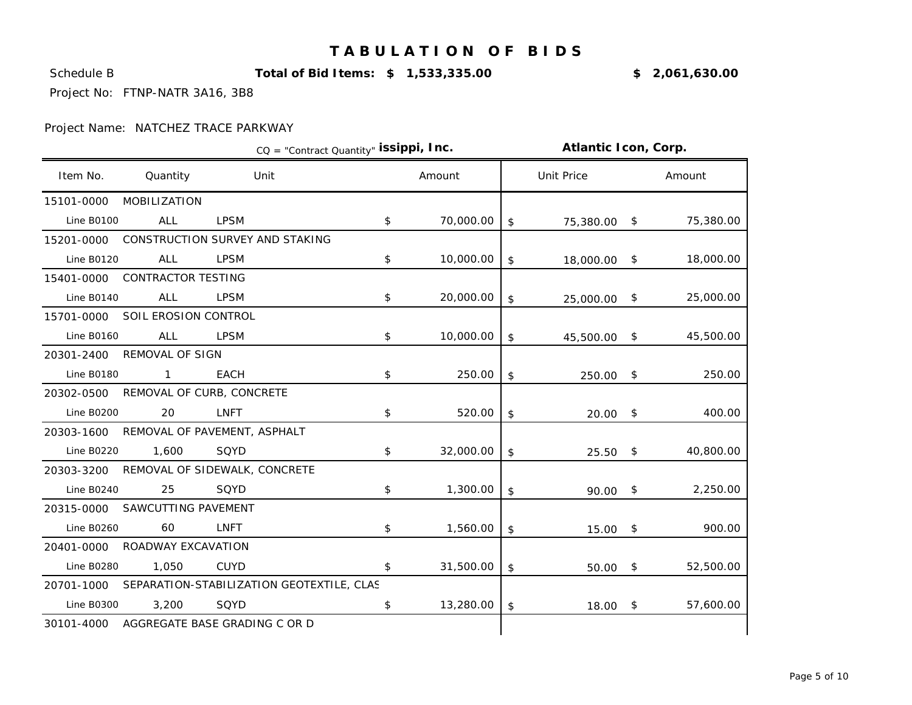# TABULATION OF BIDS

Schedule B **Total of Bid Items: $ 1,533,335.00** **$ 2,061,630.00**

Project No: FTNP-NATR 3A16, 3B8

Project Name: NATCHEZ TRACE PARKWAY

CQ = "Contract Quantity"

| | | | **issippi, Inc.** | **Atlantic Icon, Corp.** | |
|---|---|---|---|---|---|
| Item No. | Quantity | Unit | Amount | Unit Price | Amount |
| 15101-0000 | MOBILIZATION | | | | |
| Line B0100 | ALL | LPSM | $ 70,000.00 | $ 75,380.00 | $ 75,380.00 |
| 15201-0000 | CONSTRUCTION SURVEY AND STAKING | | | | |
| Line B0120 | ALL | LPSM | $ 10,000.00 | $ 18,000.00 | $ 18,000.00 |
| 15401-0000 | CONTRACTOR TESTING | | | | |
| Line B0140 | ALL | LPSM | $ 20,000.00 | $ 25,000.00 | $ 25,000.00 |
| 15701-0000 | SOIL EROSION CONTROL | | | | |
| Line B0160 | ALL | LPSM | $ 10,000.00 | $ 45,500.00 | $ 45,500.00 |
| 20301-2400 | REMOVAL OF SIGN | | | | |
| Line B0180 | 1 | EACH | $ 250.00 | $ 250.00 | $ 250.00 |
| 20302-0500 | REMOVAL OF CURB, CONCRETE | | | | |
| Line B0200 | 20 | LNFT | $ 520.00 | $ 20.00 | $ 400.00 |
| 20303-1600 | REMOVAL OF PAVEMENT, ASPHALT | | | | |
| Line B0220 | 1,600 | SQYD | $ 32,000.00 | $ 25.50 | $ 40,800.00 |
| 20303-3200 | REMOVAL OF SIDEWALK, CONCRETE | | | | |
| Line B0240 | 25 | SQYD | $ 1,300.00 | $ 90.00 | $ 2,250.00 |
| 20315-0000 | SAWCUTTING PAVEMENT | | | | |
| Line B0260 | 60 | LNFT | $ 1,560.00 | $ 15.00 | $ 900.00 |
| 20401-0000 | ROADWAY EXCAVATION | | | | |
| Line B0280 | 1,050 | CUYD | $ 31,500.00 | $ 50.00 | $ 52,500.00 |
| 20701-1000 | SEPARATION-STABILIZATION GEOTEXTILE, CLAS | | | | |
| Line B0300 | 3,200 | SQYD | $ 13,280.00 | $ 18.00 | $ 57,600.00 |
| 30101-4000 | AGGREGATE BASE GRADING C OR D | | | | |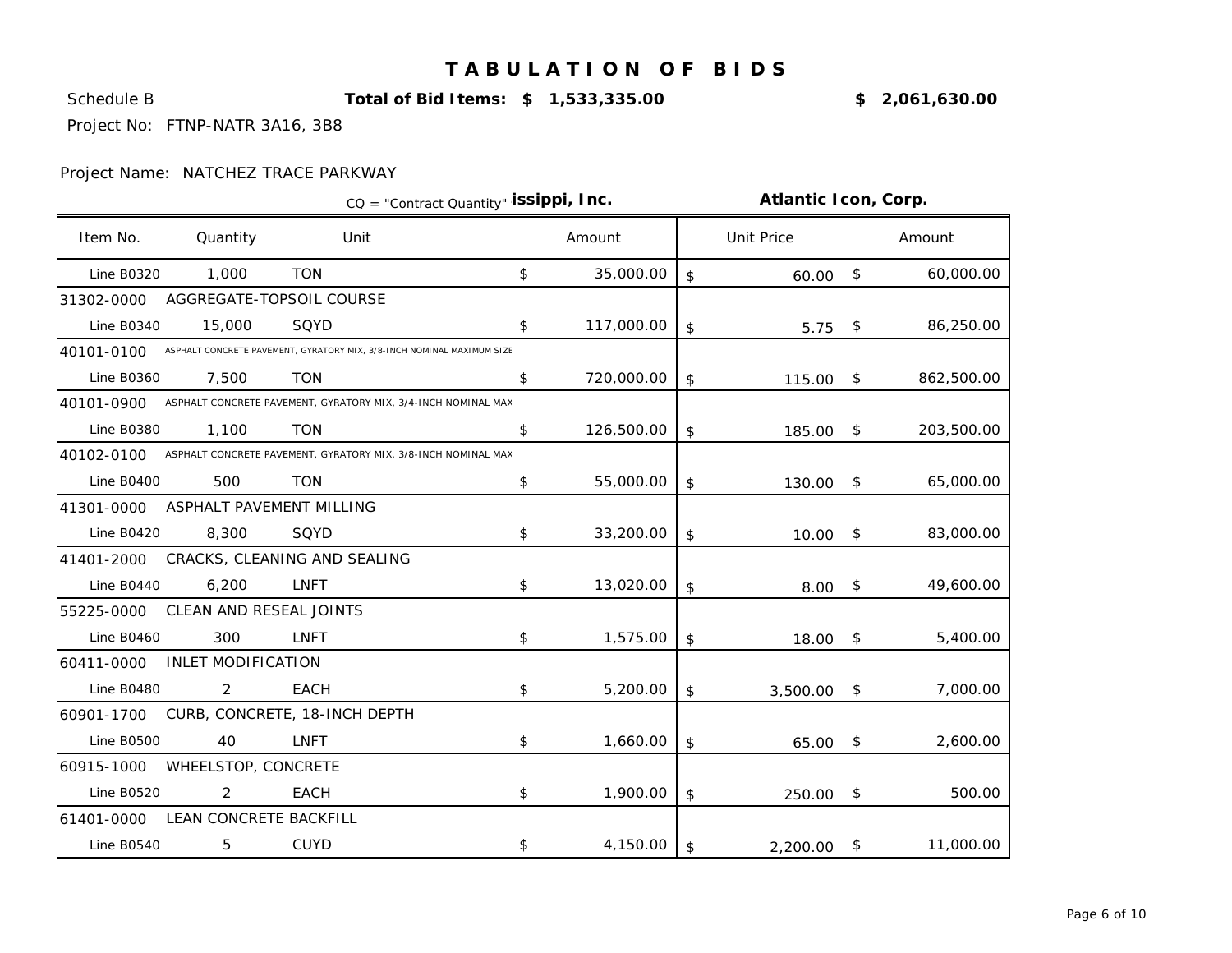# TABULATION OF BIDS

Schedule B **Total of Bid Items: $ 1,533,335.00** **$ 2,061,630.00**

Project No: FTNP-NATR 3A16, 3B8

Project Name: NATCHEZ TRACE PARKWAY

| | | CQ = "Contract Quantity" | **issippi, Inc.** | **Atlantic Icon, Corp.** | |
|---|---|---|---|---|---|
| Item No. | Quantity | Unit | Amount | Unit Price | Amount |
| Line B0320 | 1,000 | TON | $ 35,000.00 | $ 60.00 | $ 60,000.00 |
| 31302-0000 | AGGREGATE-TOPSOIL COURSE | | | | |
| Line B0340 | 15,000 | SQYD | $ 117,000.00 | $ 5.75 | $ 86,250.00 |
| 40101-0100 | ASPHALT CONCRETE PAVEMENT, GYRATORY MIX, 3/8-INCH NOMINAL MAXIMUM SIZE | | | | |
| Line B0360 | 7,500 | TON | $ 720,000.00 | $ 115.00 | $ 862,500.00 |
| 40101-0900 | ASPHALT CONCRETE PAVEMENT, GYRATORY MIX, 3/4-INCH NOMINAL MAX | | | | |
| Line B0380 | 1,100 | TON | $ 126,500.00 | $ 185.00 | $ 203,500.00 |
| 40102-0100 | ASPHALT CONCRETE PAVEMENT, GYRATORY MIX, 3/8-INCH NOMINAL MAX | | | | |
| Line B0400 | 500 | TON | $ 55,000.00 | $ 130.00 | $ 65,000.00 |
| 41301-0000 | ASPHALT PAVEMENT MILLING | | | | |
| Line B0420 | 8,300 | SQYD | $ 33,200.00 | $ 10.00 | $ 83,000.00 |
| 41401-2000 | CRACKS, CLEANING AND SEALING | | | | |
| Line B0440 | 6,200 | LNFT | $ 13,020.00 | $ 8.00 | $ 49,600.00 |
| 55225-0000 | CLEAN AND RESEAL JOINTS | | | | |
| Line B0460 | 300 | LNFT | $ 1,575.00 | $ 18.00 | $ 5,400.00 |
| 60411-0000 | INLET MODIFICATION | | | | |
| Line B0480 | 2 | EACH | $ 5,200.00 | $ 3,500.00 | $ 7,000.00 |
| 60901-1700 | CURB, CONCRETE, 18-INCH DEPTH | | | | |
| Line B0500 | 40 | LNFT | $ 1,660.00 | $ 65.00 | $ 2,600.00 |
| 60915-1000 | WHEELSTOP, CONCRETE | | | | |
| Line B0520 | 2 | EACH | $ 1,900.00 | $ 250.00 | $ 500.00 |
| 61401-0000 | LEAN CONCRETE BACKFILL | | | | |
| Line B0540 | 5 | CUYD | $ 4,150.00 | $ 2,200.00 | $ 11,000.00 |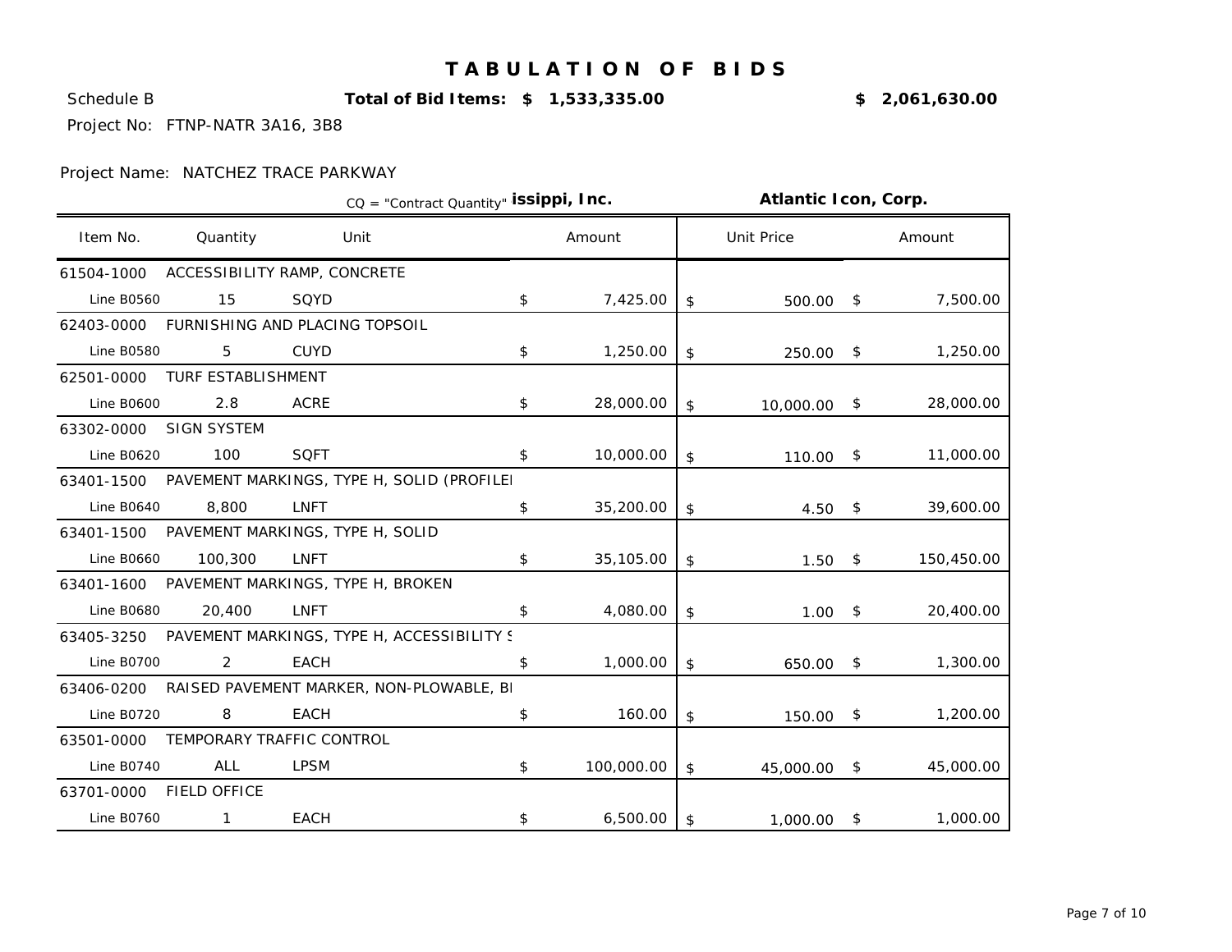# TABULATION OF BIDS

Schedule B **Total of Bid Items: $ 1,533,335.00** **$ 2,061,630.00**

Project No: FTNP-NATR 3A16, 3B8

Project Name: NATCHEZ TRACE PARKWAY

| CQ = "Contract Quantity" | | | **issippi, Inc.** | **Atlantic Icon, Corp.** | |
|---|---|---|---|---|---|
| Item No. | Quantity | Unit | Amount | Unit Price | Amount |
| 61504-1000 | ACCESSIBILITY RAMP, CONCRETE | | | | |
| Line B0560 | 15 | SQYD | $ 7,425.00 | $ 500.00 | $ 7,500.00 |
| 62403-0000 | FURNISHING AND PLACING TOPSOIL | | | | |
| Line B0580 | 5 | CUYD | $ 1,250.00 | $ 250.00 | $ 1,250.00 |
| 62501-0000 | TURF ESTABLISHMENT | | | | |
| Line B0600 | 2.8 | ACRE | $ 28,000.00 | $ 10,000.00 | $ 28,000.00 |
| 63302-0000 | SIGN SYSTEM | | | | |
| Line B0620 | 100 | SQFT | $ 10,000.00 | $ 110.00 | $ 11,000.00 |
| 63401-1500 | PAVEMENT MARKINGS, TYPE H, SOLID (PROFILEI | | | | |
| Line B0640 | 8,800 | LNFT | $ 35,200.00 | $ 4.50 | $ 39,600.00 |
| 63401-1500 | PAVEMENT MARKINGS, TYPE H, SOLID | | | | |
| Line B0660 | 100,300 | LNFT | $ 35,105.00 | $ 1.50 | $ 150,450.00 |
| 63401-1600 | PAVEMENT MARKINGS, TYPE H, BROKEN | | | | |
| Line B0680 | 20,400 | LNFT | $ 4,080.00 | $ 1.00 | $ 20,400.00 |
| 63405-3250 | PAVEMENT MARKINGS, TYPE H, ACCESSIBILITY S | | | | |
| Line B0700 | 2 | EACH | $ 1,000.00 | $ 650.00 | $ 1,300.00 |
| 63406-0200 | RAISED PAVEMENT MARKER, NON-PLOWABLE, BI | | | | |
| Line B0720 | 8 | EACH | $ 160.00 | $ 150.00 | $ 1,200.00 |
| 63501-0000 | TEMPORARY TRAFFIC CONTROL | | | | |
| Line B0740 | ALL | LPSM | $ 100,000.00 | $ 45,000.00 | $ 45,000.00 |
| 63701-0000 | FIELD OFFICE | | | | |
| Line B0760 | 1 | EACH | $ 6,500.00 | $ 1,000.00 | $ 1,000.00 |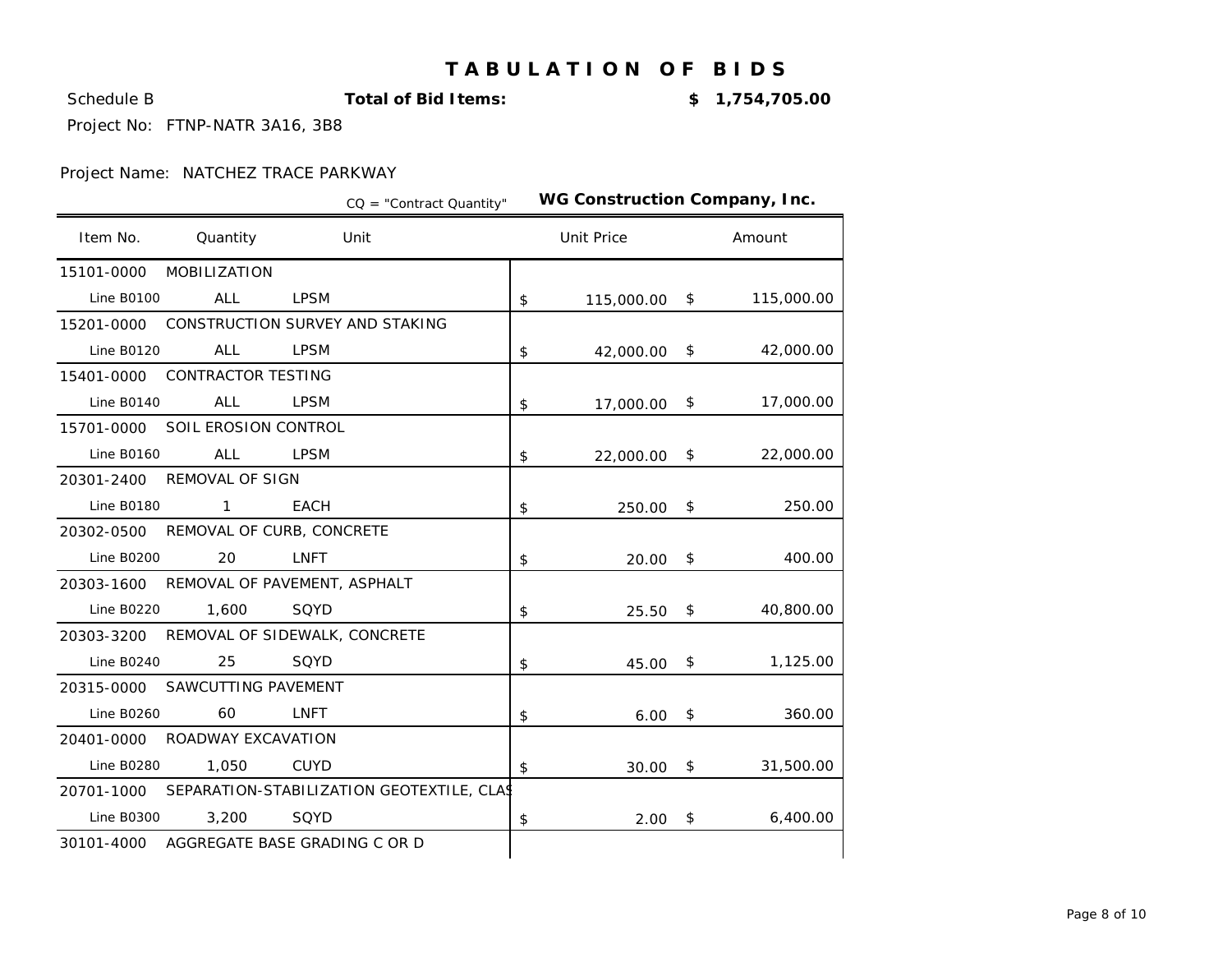# TABULATION OF BIDS

Schedule B **Total of Bid Items:** **$ 1,754,705.00**

Project No: FTNP-NATR 3A16, 3B8

Project Name: NATCHEZ TRACE PARKWAY

CQ = "Contract Quantity"

**WG Construction Company, Inc.**

| Item No. | Quantity | Unit | Unit Price | Amount |
|---|---|---|---|---|
| 15101-0000 | MOBILIZATION | | | |
| Line B0100 | ALL | LPSM | $ 115,000.00 | $ 115,000.00 |
| 15201-0000 | CONSTRUCTION SURVEY AND STAKING | | | |
| Line B0120 | ALL | LPSM | $ 42,000.00 | $ 42,000.00 |
| 15401-0000 | CONTRACTOR TESTING | | | |
| Line B0140 | ALL | LPSM | $ 17,000.00 | $ 17,000.00 |
| 15701-0000 | SOIL EROSION CONTROL | | | |
| Line B0160 | ALL | LPSM | $ 22,000.00 | $ 22,000.00 |
| 20301-2400 | REMOVAL OF SIGN | | | |
| Line B0180 | 1 | EACH | $ 250.00 | $ 250.00 |
| 20302-0500 | REMOVAL OF CURB, CONCRETE | | | |
| Line B0200 | 20 | LNFT | $ 20.00 | $ 400.00 |
| 20303-1600 | REMOVAL OF PAVEMENT, ASPHALT | | | |
| Line B0220 | 1,600 | SQYD | $ 25.50 | $ 40,800.00 |
| 20303-3200 | REMOVAL OF SIDEWALK, CONCRETE | | | |
| Line B0240 | 25 | SQYD | $ 45.00 | $ 1,125.00 |
| 20315-0000 | SAWCUTTING PAVEMENT | | | |
| Line B0260 | 60 | LNFT | $ 6.00 | $ 360.00 |
| 20401-0000 | ROADWAY EXCAVATION | | | |
| Line B0280 | 1,050 | CUYD | $ 30.00 | $ 31,500.00 |
| 20701-1000 | SEPARATION-STABILIZATION GEOTEXTILE, CLAS | | | |
| Line B0300 | 3,200 | SQYD | $ 2.00 | $ 6,400.00 |
| 30101-4000 | AGGREGATE BASE GRADING C OR D | | | |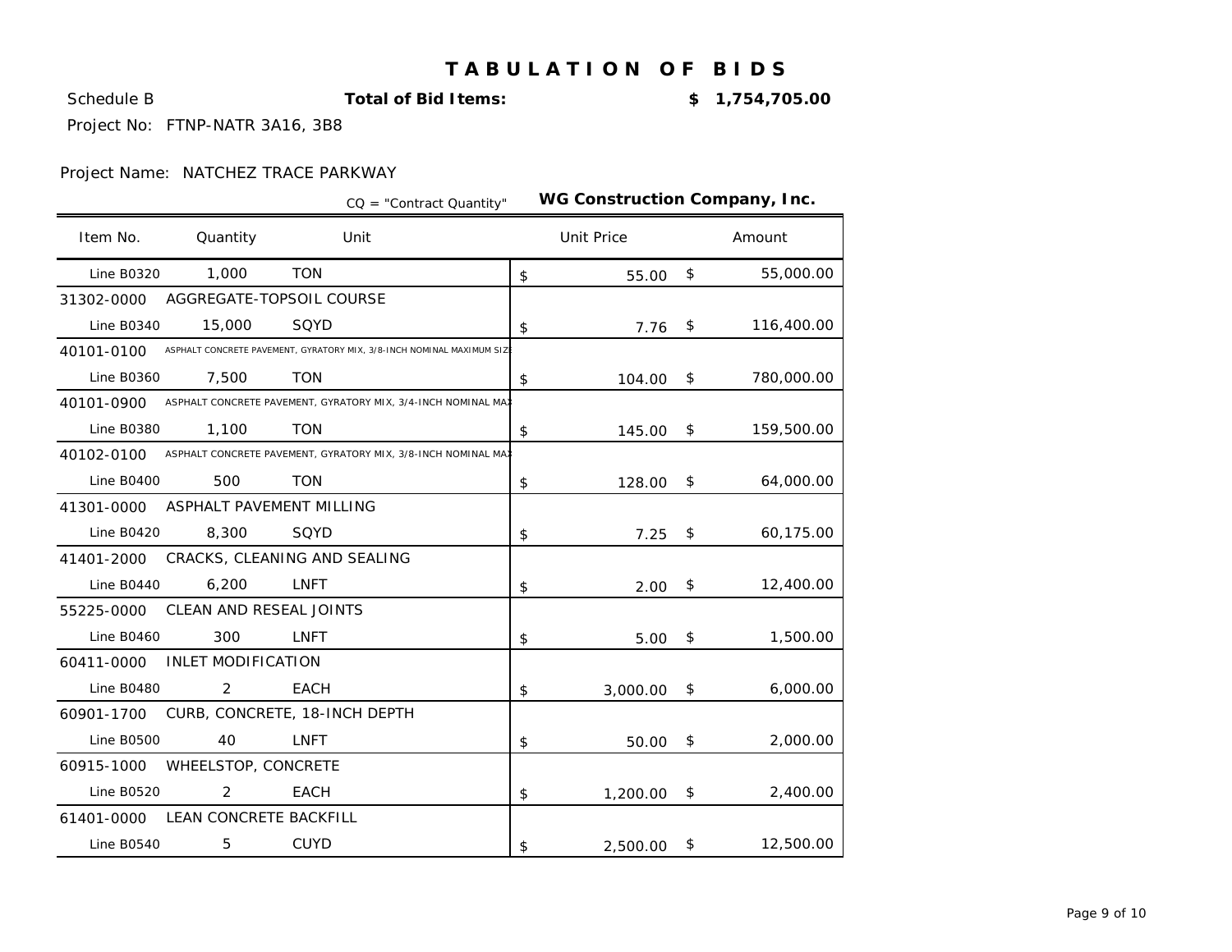# TABULATION OF BIDS

Schedule B **Total of Bid Items:** **$ 1,754,705.00**

Project No: FTNP-NATR 3A16, 3B8

Project Name: NATCHEZ TRACE PARKWAY

CQ = "Contract Quantity" **WG Construction Company, Inc.**

| Item No. | Quantity | Unit | Unit Price | Amount |
|---|---|---|---|---|
| Line B0320 | 1,000 | TON | $ 55.00 | $ 55,000.00 |
| 31302-0000 | AGGREGATE-TOPSOIL COURSE | | | |
| Line B0340 | 15,000 | SQYD | $ 7.76 | $ 116,400.00 |
| 40101-0100 | ASPHALT CONCRETE PAVEMENT, GYRATORY MIX, 3/8-INCH NOMINAL MAXIMUM SIZE | | | |
| Line B0360 | 7,500 | TON | $ 104.00 | $ 780,000.00 |
| 40101-0900 | ASPHALT CONCRETE PAVEMENT, GYRATORY MIX, 3/4-INCH NOMINAL MAX | | | |
| Line B0380 | 1,100 | TON | $ 145.00 | $ 159,500.00 |
| 40102-0100 | ASPHALT CONCRETE PAVEMENT, GYRATORY MIX, 3/8-INCH NOMINAL MAX | | | |
| Line B0400 | 500 | TON | $ 128.00 | $ 64,000.00 |
| 41301-0000 | ASPHALT PAVEMENT MILLING | | | |
| Line B0420 | 8,300 | SQYD | $ 7.25 | $ 60,175.00 |
| 41401-2000 | CRACKS, CLEANING AND SEALING | | | |
| Line B0440 | 6,200 | LNFT | $ 2.00 | $ 12,400.00 |
| 55225-0000 | CLEAN AND RESEAL JOINTS | | | |
| Line B0460 | 300 | LNFT | $ 5.00 | $ 1,500.00 |
| 60411-0000 | INLET MODIFICATION | | | |
| Line B0480 | 2 | EACH | $ 3,000.00 | $ 6,000.00 |
| 60901-1700 | CURB, CONCRETE, 18-INCH DEPTH | | | |
| Line B0500 | 40 | LNFT | $ 50.00 | $ 2,000.00 |
| 60915-1000 | WHEELSTOP, CONCRETE | | | |
| Line B0520 | 2 | EACH | $ 1,200.00 | $ 2,400.00 |
| 61401-0000 | LEAN CONCRETE BACKFILL | | | |
| Line B0540 | 5 | CUYD | $ 2,500.00 | $ 12,500.00 |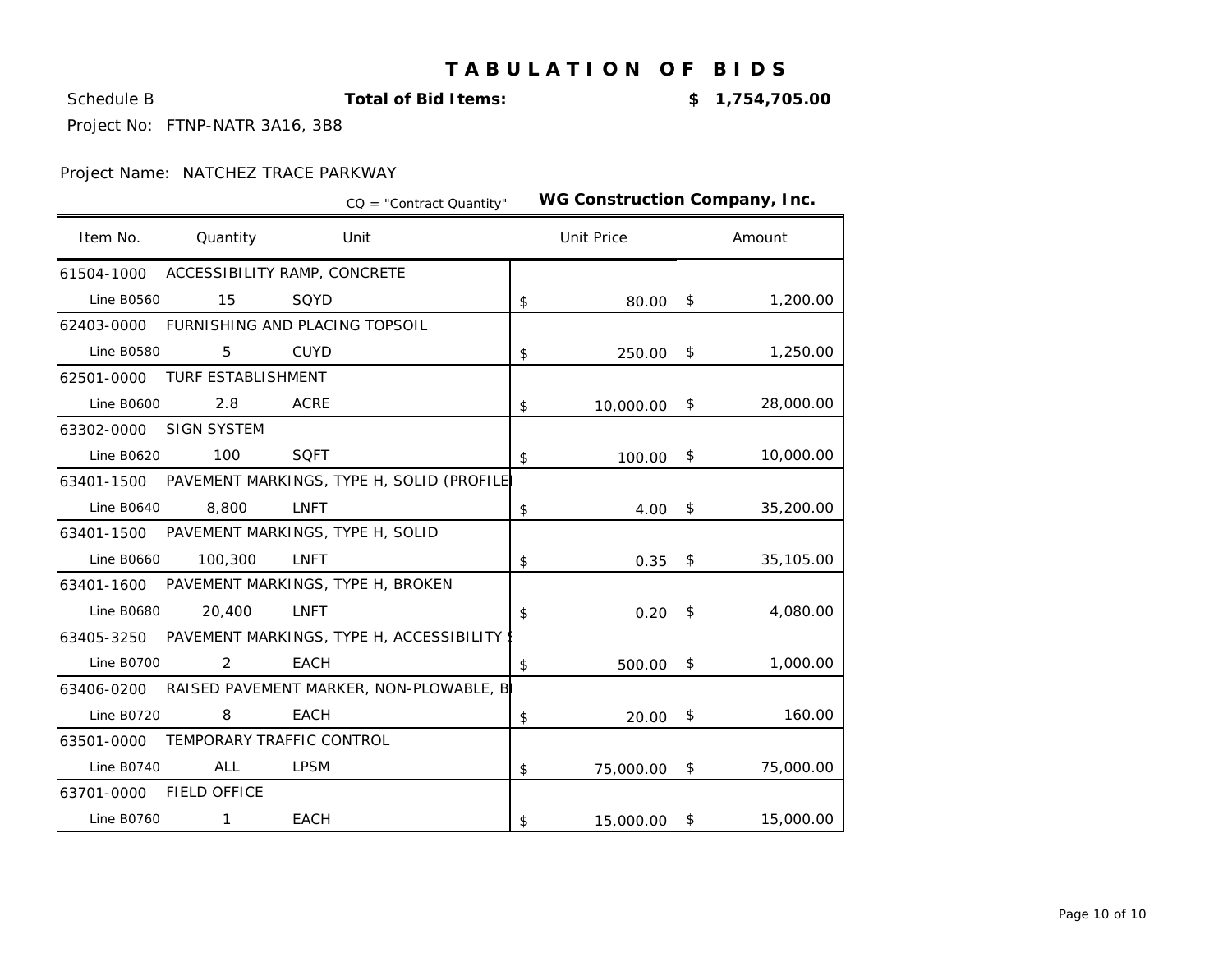# TABULATION OF BIDS

Schedule B **Total of Bid Items:** **$ 1,754,705.00**

Project No: FTNP-NATR 3A16, 3B8

Project Name: NATCHEZ TRACE PARKWAY

CQ = "Contract Quantity" **WG Construction Company, Inc.**

| Item No. | Quantity | Unit | Unit Price | Amount |
|---|---|---|---|---|
| 61504-1000 | ACCESSIBILITY RAMP, CONCRETE | | | |
| Line B0560 | 15 | SQYD | $ 80.00 | $ 1,200.00 |
| 62403-0000 | FURNISHING AND PLACING TOPSOIL | | | |
| Line B0580 | 5 | CUYD | $ 250.00 | $ 1,250.00 |
| 62501-0000 | TURF ESTABLISHMENT | | | |
| Line B0600 | 2.8 | ACRE | $ 10,000.00 | $ 28,000.00 |
| 63302-0000 | SIGN SYSTEM | | | |
| Line B0620 | 100 | SQFT | $ 100.00 | $ 10,000.00 |
| 63401-1500 | PAVEMENT MARKINGS, TYPE H, SOLID (PROFILE | | | |
| Line B0640 | 8,800 | LNFT | $ 4.00 | $ 35,200.00 |
| 63401-1500 | PAVEMENT MARKINGS, TYPE H, SOLID | | | |
| Line B0660 | 100,300 | LNFT | $ 0.35 | $ 35,105.00 |
| 63401-1600 | PAVEMENT MARKINGS, TYPE H, BROKEN | | | |
| Line B0680 | 20,400 | LNFT | $ 0.20 | $ 4,080.00 |
| 63405-3250 | PAVEMENT MARKINGS, TYPE H, ACCESSIBILITY S | | | |
| Line B0700 | 2 | EACH | $ 500.00 | $ 1,000.00 |
| 63406-0200 | RAISED PAVEMENT MARKER, NON-PLOWABLE, BI | | | |
| Line B0720 | 8 | EACH | $ 20.00 | $ 160.00 |
| 63501-0000 | TEMPORARY TRAFFIC CONTROL | | | |
| Line B0740 | ALL | LPSM | $ 75,000.00 | $ 75,000.00 |
| 63701-0000 | FIELD OFFICE | | | |
| Line B0760 | 1 | EACH | $ 15,000.00 | $ 15,000.00 |